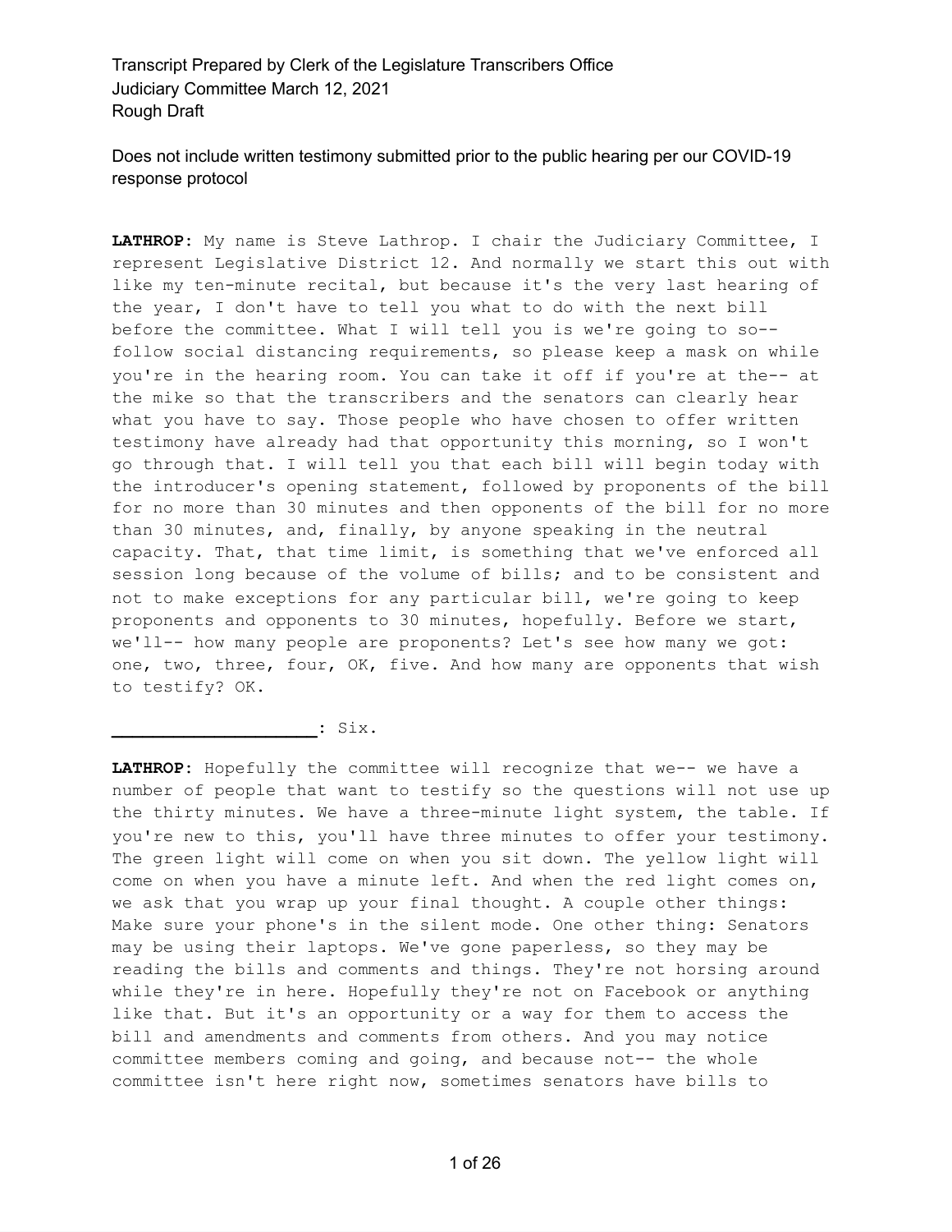Transcript Prepared by Clerk of the Legislature Transcribers Office
Judiciary Committee March 12, 2021
Rough Draft

Does not include written testimony submitted prior to the public hearing per our COVID-19 response protocol

**LATHROP:** My name is Steve Lathrop. I chair the Judiciary Committee, I represent Legislative District 12. And normally we start this out with like my ten-minute recital, but because it's the very last hearing of the year, I don't have to tell you what to do with the next bill before the committee. What I will tell you is we're going to so-- follow social distancing requirements, so please keep a mask on while you're in the hearing room. You can take it off if you're at the-- at the mike so that the transcribers and the senators can clearly hear what you have to say. Those people who have chosen to offer written testimony have already had that opportunity this morning, so I won't go through that. I will tell you that each bill will begin today with the introducer's opening statement, followed by proponents of the bill for no more than 30 minutes and then opponents of the bill for no more than 30 minutes, and, finally, by anyone speaking in the neutral capacity. That, that time limit, is something that we've enforced all session long because of the volume of bills; and to be consistent and not to make exceptions for any particular bill, we're going to keep proponents and opponents to 30 minutes, hopefully. Before we start, we'll-- how many people are proponents? Let's see how many we got: one, two, three, four, OK, five. And how many are opponents that wish to testify? OK.

**____________________:** Six.

**LATHROP:** Hopefully the committee will recognize that we-- we have a number of people that want to testify so the questions will not use up the thirty minutes. We have a three-minute light system, the table. If you're new to this, you'll have three minutes to offer your testimony. The green light will come on when you sit down. The yellow light will come on when you have a minute left. And when the red light comes on, we ask that you wrap up your final thought. A couple other things: Make sure your phone's in the silent mode. One other thing: Senators may be using their laptops. We've gone paperless, so they may be reading the bills and comments and things. They're not horsing around while they're in here. Hopefully they're not on Facebook or anything like that. But it's an opportunity or a way for them to access the bill and amendments and comments from others. And you may notice committee members coming and going, and because not-- the whole committee isn't here right now, sometimes senators have bills to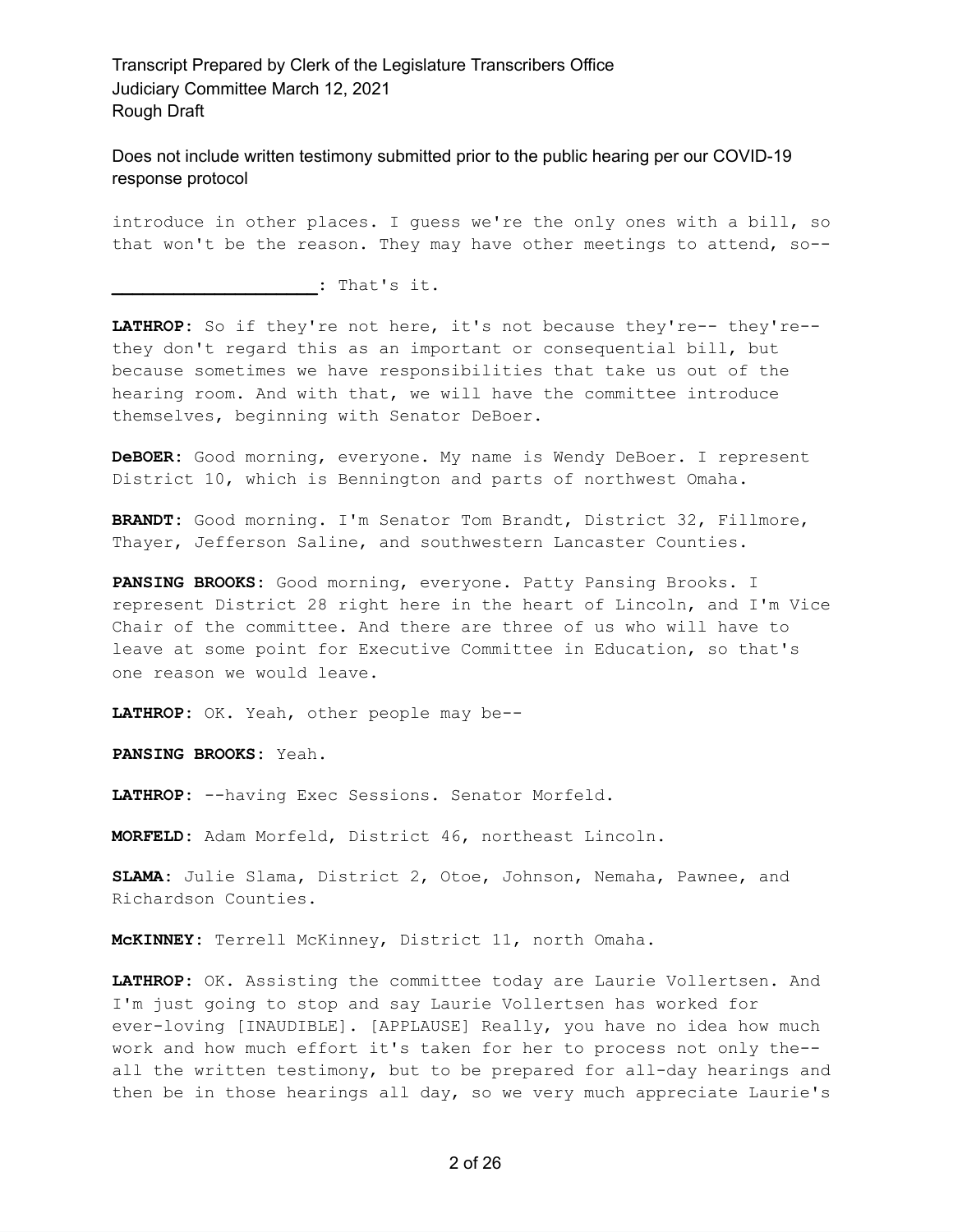Does not include written testimony submitted prior to the public hearing per our COVID-19 response protocol

introduce in other places. I guess we're the only ones with a bill, so that won't be the reason. They may have other meetings to attend, so--

**____________________:** That's it.

**LATHROP:** So if they're not here, it's not because they're-- they're-- they don't regard this as an important or consequential bill, but because sometimes we have responsibilities that take us out of the hearing room. And with that, we will have the committee introduce themselves, beginning with Senator DeBoer.

**DeBOER:** Good morning, everyone. My name is Wendy DeBoer. I represent District 10, which is Bennington and parts of northwest Omaha.

**BRANDT:** Good morning. I'm Senator Tom Brandt, District 32, Fillmore, Thayer, Jefferson Saline, and southwestern Lancaster Counties.

**PANSING BROOKS:** Good morning, everyone. Patty Pansing Brooks. I represent District 28 right here in the heart of Lincoln, and I'm Vice Chair of the committee. And there are three of us who will have to leave at some point for Executive Committee in Education, so that's one reason we would leave.

**LATHROP:** OK. Yeah, other people may be--

**PANSING BROOKS:** Yeah.

**LATHROP:** --having Exec Sessions. Senator Morfeld.

**MORFELD:** Adam Morfeld, District 46, northeast Lincoln.

**SLAMA:** Julie Slama, District 2, Otoe, Johnson, Nemaha, Pawnee, and Richardson Counties.

**McKINNEY:** Terrell McKinney, District 11, north Omaha.

**LATHROP:** OK. Assisting the committee today are Laurie Vollertsen. And I'm just going to stop and say Laurie Vollertsen has worked for ever-loving [INAUDIBLE]. [APPLAUSE] Really, you have no idea how much work and how much effort it's taken for her to process not only the-- all the written testimony, but to be prepared for all-day hearings and then be in those hearings all day, so we very much appreciate Laurie's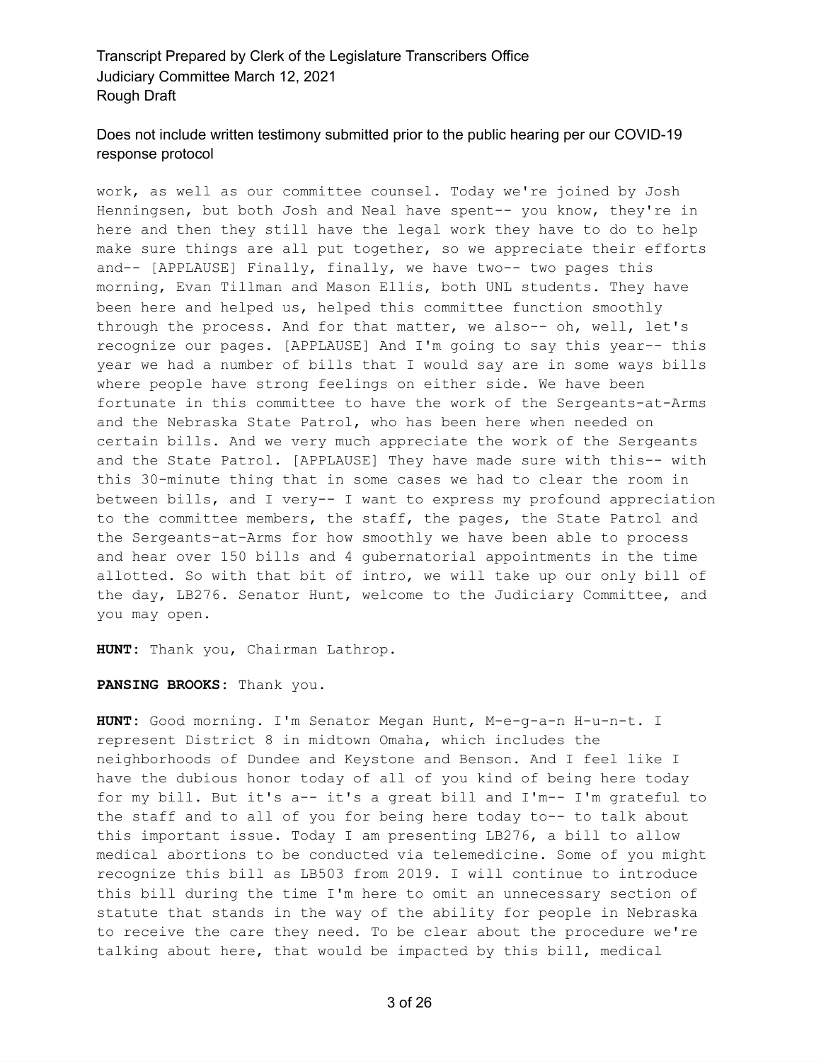work, as well as our committee counsel. Today we're joined by Josh Henningsen, but both Josh and Neal have spent-- you know, they're in here and then they still have the legal work they have to do to help make sure things are all put together, so we appreciate their efforts and-- [APPLAUSE] Finally, finally, we have two-- two pages this morning, Evan Tillman and Mason Ellis, both UNL students. They have been here and helped us, helped this committee function smoothly through the process. And for that matter, we also-- oh, well, let's recognize our pages. [APPLAUSE] And I'm going to say this year-- this year we had a number of bills that I would say are in some ways bills where people have strong feelings on either side. We have been fortunate in this committee to have the work of the Sergeants-at-Arms and the Nebraska State Patrol, who has been here when needed on certain bills. And we very much appreciate the work of the Sergeants and the State Patrol. [APPLAUSE] They have made sure with this-- with this 30-minute thing that in some cases we had to clear the room in between bills, and I very-- I want to express my profound appreciation to the committee members, the staff, the pages, the State Patrol and the Sergeants-at-Arms for how smoothly we have been able to process and hear over 150 bills and 4 gubernatorial appointments in the time allotted. So with that bit of intro, we will take up our only bill of the day, LB276. Senator Hunt, welcome to the Judiciary Committee, and you may open.

**HUNT:** Thank you, Chairman Lathrop.

**PANSING BROOKS:** Thank you.

**HUNT:** Good morning. I'm Senator Megan Hunt, M-e-g-a-n H-u-n-t. I represent District 8 in midtown Omaha, which includes the neighborhoods of Dundee and Keystone and Benson. And I feel like I have the dubious honor today of all of you kind of being here today for my bill. But it's a-- it's a great bill and I'm-- I'm grateful to the staff and to all of you for being here today to-- to talk about this important issue. Today I am presenting LB276, a bill to allow medical abortions to be conducted via telemedicine. Some of you might recognize this bill as LB503 from 2019. I will continue to introduce this bill during the time I'm here to omit an unnecessary section of statute that stands in the way of the ability for people in Nebraska to receive the care they need. To be clear about the procedure we're talking about here, that would be impacted by this bill, medical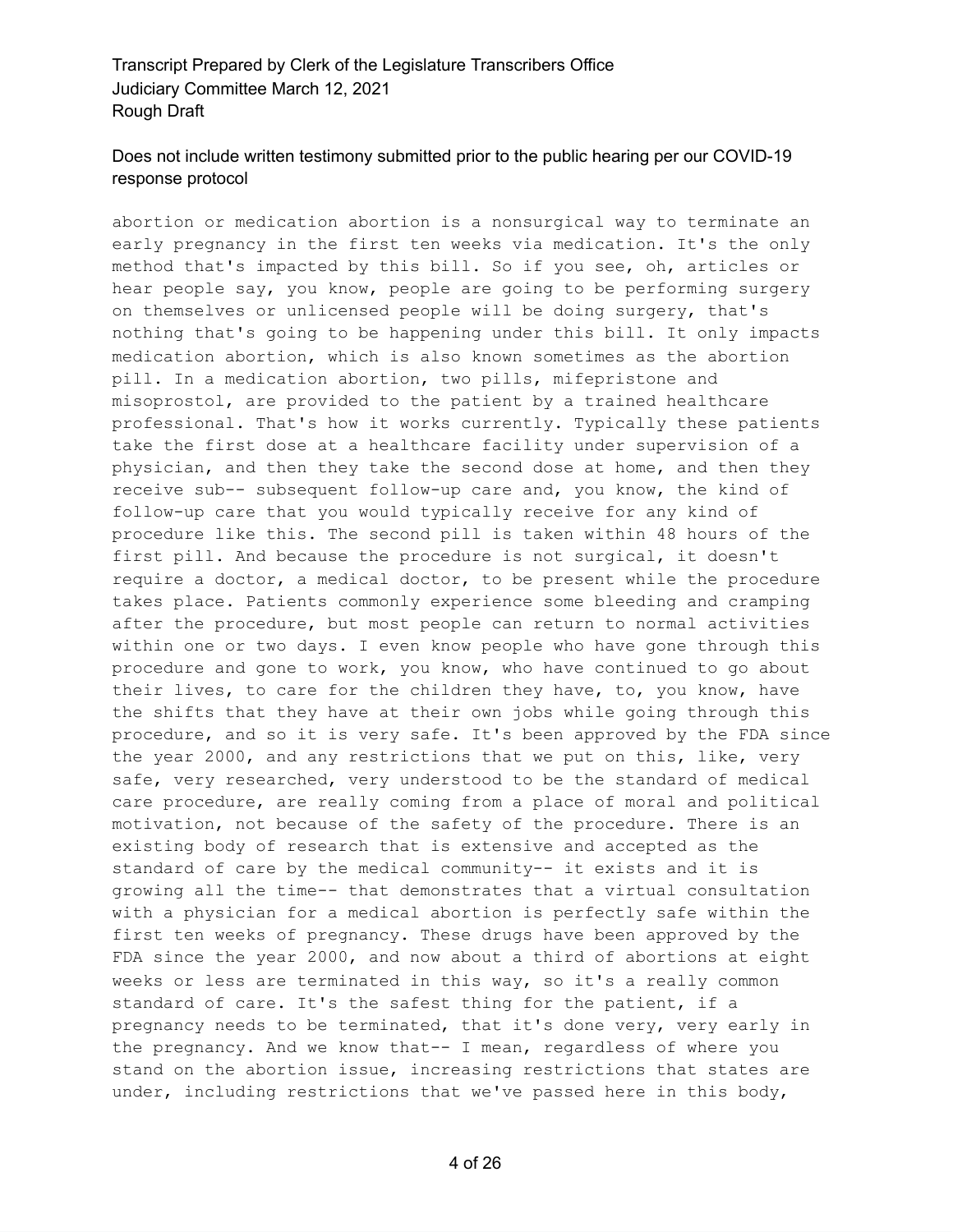abortion or medication abortion is a nonsurgical way to terminate an early pregnancy in the first ten weeks via medication. It's the only method that's impacted by this bill. So if you see, oh, articles or hear people say, you know, people are going to be performing surgery on themselves or unlicensed people will be doing surgery, that's nothing that's going to be happening under this bill. It only impacts medication abortion, which is also known sometimes as the abortion pill. In a medication abortion, two pills, mifepristone and misoprostol, are provided to the patient by a trained healthcare professional. That's how it works currently. Typically these patients take the first dose at a healthcare facility under supervision of a physician, and then they take the second dose at home, and then they receive sub-- subsequent follow-up care and, you know, the kind of follow-up care that you would typically receive for any kind of procedure like this. The second pill is taken within 48 hours of the first pill. And because the procedure is not surgical, it doesn't require a doctor, a medical doctor, to be present while the procedure takes place. Patients commonly experience some bleeding and cramping after the procedure, but most people can return to normal activities within one or two days. I even know people who have gone through this procedure and gone to work, you know, who have continued to go about their lives, to care for the children they have, to, you know, have the shifts that they have at their own jobs while going through this procedure, and so it is very safe. It's been approved by the FDA since the year 2000, and any restrictions that we put on this, like, very safe, very researched, very understood to be the standard of medical care procedure, are really coming from a place of moral and political motivation, not because of the safety of the procedure. There is an existing body of research that is extensive and accepted as the standard of care by the medical community-- it exists and it is growing all the time-- that demonstrates that a virtual consultation with a physician for a medical abortion is perfectly safe within the first ten weeks of pregnancy. These drugs have been approved by the FDA since the year 2000, and now about a third of abortions at eight weeks or less are terminated in this way, so it's a really common standard of care. It's the safest thing for the patient, if a pregnancy needs to be terminated, that it's done very, very early in the pregnancy. And we know that-- I mean, regardless of where you stand on the abortion issue, increasing restrictions that states are under, including restrictions that we've passed here in this body,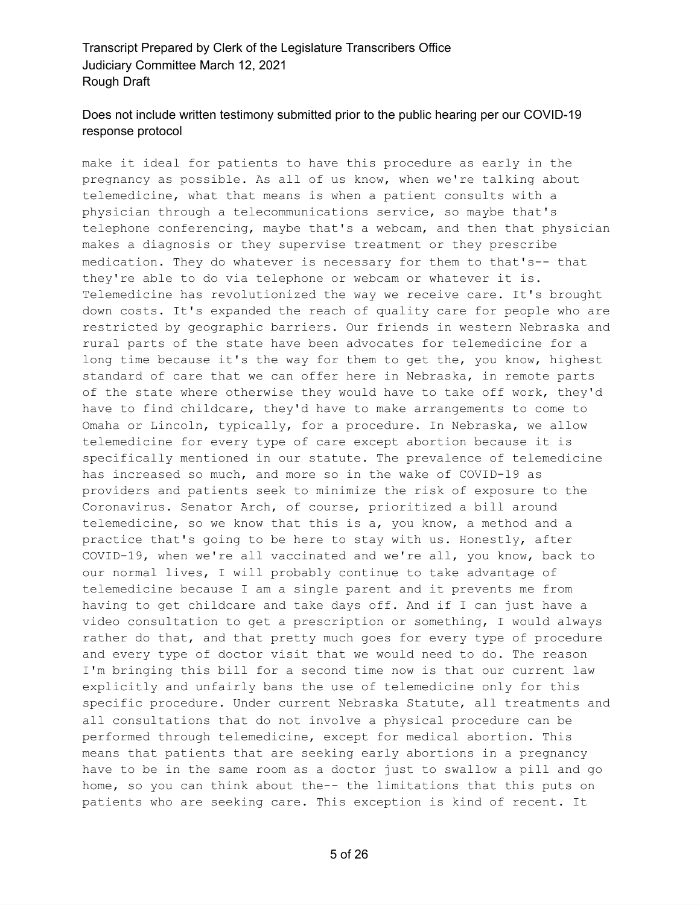make it ideal for patients to have this procedure as early in the pregnancy as possible. As all of us know, when we're talking about telemedicine, what that means is when a patient consults with a physician through a telecommunications service, so maybe that's telephone conferencing, maybe that's a webcam, and then that physician makes a diagnosis or they supervise treatment or they prescribe medication. They do whatever is necessary for them to that's-- that they're able to do via telephone or webcam or whatever it is. Telemedicine has revolutionized the way we receive care. It's brought down costs. It's expanded the reach of quality care for people who are restricted by geographic barriers. Our friends in western Nebraska and rural parts of the state have been advocates for telemedicine for a long time because it's the way for them to get the, you know, highest standard of care that we can offer here in Nebraska, in remote parts of the state where otherwise they would have to take off work, they'd have to find childcare, they'd have to make arrangements to come to Omaha or Lincoln, typically, for a procedure. In Nebraska, we allow telemedicine for every type of care except abortion because it is specifically mentioned in our statute. The prevalence of telemedicine has increased so much, and more so in the wake of COVID-19 as providers and patients seek to minimize the risk of exposure to the Coronavirus. Senator Arch, of course, prioritized a bill around telemedicine, so we know that this is a, you know, a method and a practice that's going to be here to stay with us. Honestly, after COVID-19, when we're all vaccinated and we're all, you know, back to our normal lives, I will probably continue to take advantage of telemedicine because I am a single parent and it prevents me from having to get childcare and take days off. And if I can just have a video consultation to get a prescription or something, I would always rather do that, and that pretty much goes for every type of procedure and every type of doctor visit that we would need to do. The reason I'm bringing this bill for a second time now is that our current law explicitly and unfairly bans the use of telemedicine only for this specific procedure. Under current Nebraska Statute, all treatments and all consultations that do not involve a physical procedure can be performed through telemedicine, except for medical abortion. This means that patients that are seeking early abortions in a pregnancy have to be in the same room as a doctor just to swallow a pill and go home, so you can think about the-- the limitations that this puts on patients who are seeking care. This exception is kind of recent. It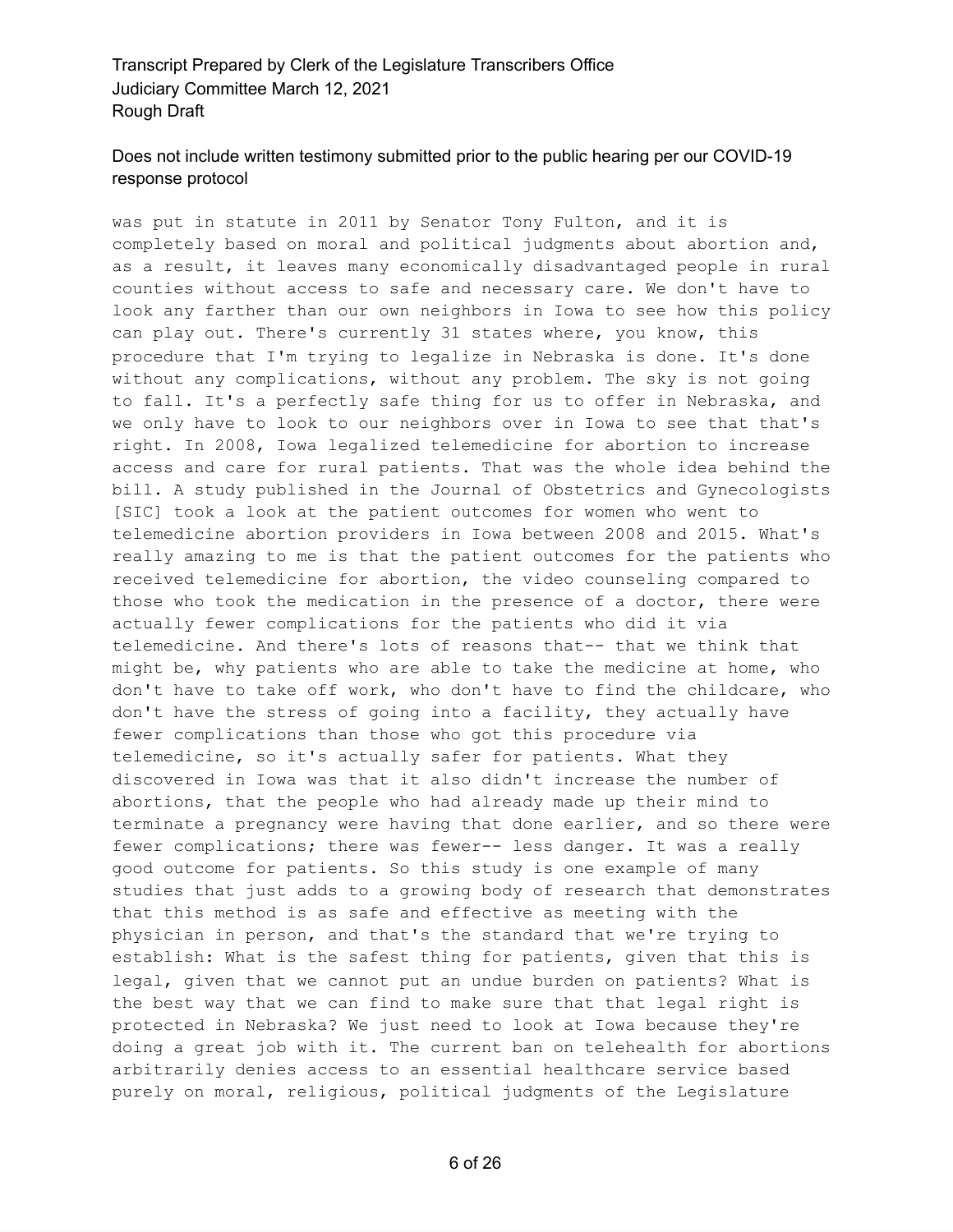was put in statute in 2011 by Senator Tony Fulton, and it is completely based on moral and political judgments about abortion and, as a result, it leaves many economically disadvantaged people in rural counties without access to safe and necessary care. We don't have to look any farther than our own neighbors in Iowa to see how this policy can play out. There's currently 31 states where, you know, this procedure that I'm trying to legalize in Nebraska is done. It's done without any complications, without any problem. The sky is not going to fall. It's a perfectly safe thing for us to offer in Nebraska, and we only have to look to our neighbors over in Iowa to see that that's right. In 2008, Iowa legalized telemedicine for abortion to increase access and care for rural patients. That was the whole idea behind the bill. A study published in the Journal of Obstetrics and Gynecologists [SIC] took a look at the patient outcomes for women who went to telemedicine abortion providers in Iowa between 2008 and 2015. What's really amazing to me is that the patient outcomes for the patients who received telemedicine for abortion, the video counseling compared to those who took the medication in the presence of a doctor, there were actually fewer complications for the patients who did it via telemedicine. And there's lots of reasons that-- that we think that might be, why patients who are able to take the medicine at home, who don't have to take off work, who don't have to find the childcare, who don't have the stress of going into a facility, they actually have fewer complications than those who got this procedure via telemedicine, so it's actually safer for patients. What they discovered in Iowa was that it also didn't increase the number of abortions, that the people who had already made up their mind to terminate a pregnancy were having that done earlier, and so there were fewer complications; there was fewer-- less danger. It was a really good outcome for patients. So this study is one example of many studies that just adds to a growing body of research that demonstrates that this method is as safe and effective as meeting with the physician in person, and that's the standard that we're trying to establish: What is the safest thing for patients, given that this is legal, given that we cannot put an undue burden on patients? What is the best way that we can find to make sure that that legal right is protected in Nebraska? We just need to look at Iowa because they're doing a great job with it. The current ban on telehealth for abortions arbitrarily denies access to an essential healthcare service based purely on moral, religious, political judgments of the Legislature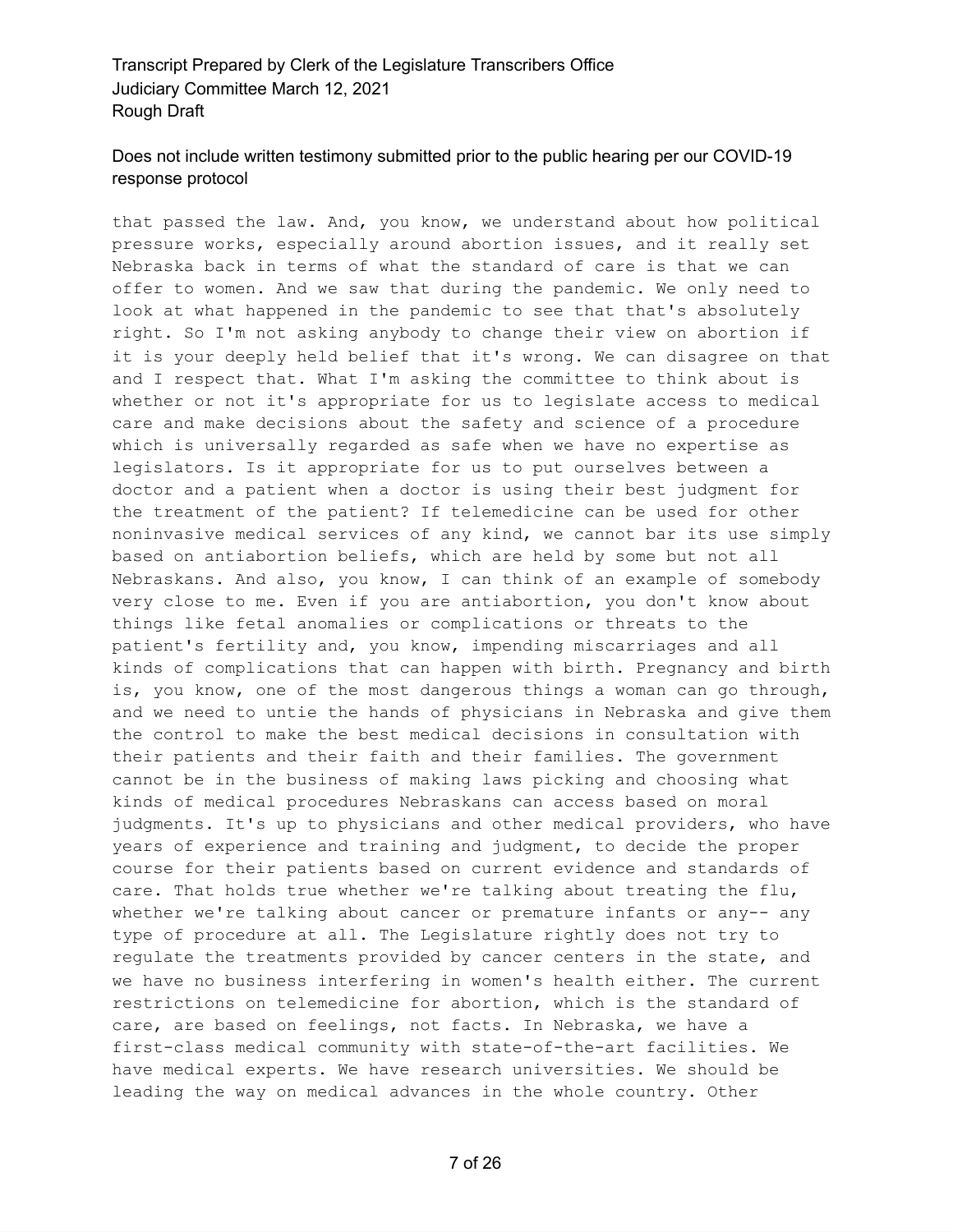that passed the law. And, you know, we understand about how political pressure works, especially around abortion issues, and it really set Nebraska back in terms of what the standard of care is that we can offer to women. And we saw that during the pandemic. We only need to look at what happened in the pandemic to see that that's absolutely right. So I'm not asking anybody to change their view on abortion if it is your deeply held belief that it's wrong. We can disagree on that and I respect that. What I'm asking the committee to think about is whether or not it's appropriate for us to legislate access to medical care and make decisions about the safety and science of a procedure which is universally regarded as safe when we have no expertise as legislators. Is it appropriate for us to put ourselves between a doctor and a patient when a doctor is using their best judgment for the treatment of the patient? If telemedicine can be used for other noninvasive medical services of any kind, we cannot bar its use simply based on antiabortion beliefs, which are held by some but not all Nebraskans. And also, you know, I can think of an example of somebody very close to me. Even if you are antiabortion, you don't know about things like fetal anomalies or complications or threats to the patient's fertility and, you know, impending miscarriages and all kinds of complications that can happen with birth. Pregnancy and birth is, you know, one of the most dangerous things a woman can go through, and we need to untie the hands of physicians in Nebraska and give them the control to make the best medical decisions in consultation with their patients and their faith and their families. The government cannot be in the business of making laws picking and choosing what kinds of medical procedures Nebraskans can access based on moral judgments. It's up to physicians and other medical providers, who have years of experience and training and judgment, to decide the proper course for their patients based on current evidence and standards of care. That holds true whether we're talking about treating the flu, whether we're talking about cancer or premature infants or any-- any type of procedure at all. The Legislature rightly does not try to regulate the treatments provided by cancer centers in the state, and we have no business interfering in women's health either. The current restrictions on telemedicine for abortion, which is the standard of care, are based on feelings, not facts. In Nebraska, we have a first-class medical community with state-of-the-art facilities. We have medical experts. We have research universities. We should be leading the way on medical advances in the whole country. Other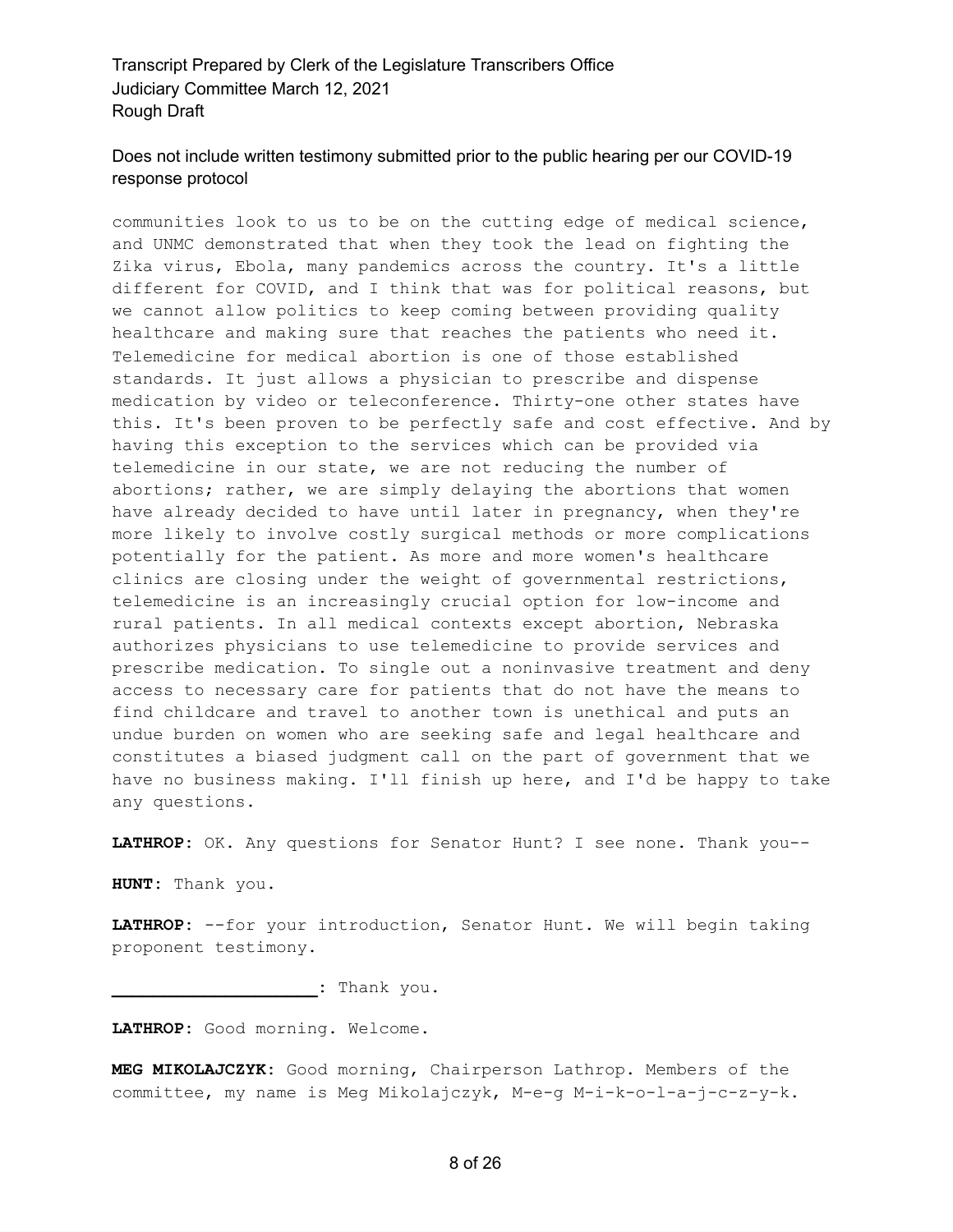communities look to us to be on the cutting edge of medical science, and UNMC demonstrated that when they took the lead on fighting the Zika virus, Ebola, many pandemics across the country. It's a little different for COVID, and I think that was for political reasons, but we cannot allow politics to keep coming between providing quality healthcare and making sure that reaches the patients who need it. Telemedicine for medical abortion is one of those established standards. It just allows a physician to prescribe and dispense medication by video or teleconference. Thirty-one other states have this. It's been proven to be perfectly safe and cost effective. And by having this exception to the services which can be provided via telemedicine in our state, we are not reducing the number of abortions; rather, we are simply delaying the abortions that women have already decided to have until later in pregnancy, when they're more likely to involve costly surgical methods or more complications potentially for the patient. As more and more women's healthcare clinics are closing under the weight of governmental restrictions, telemedicine is an increasingly crucial option for low-income and rural patients. In all medical contexts except abortion, Nebraska authorizes physicians to use telemedicine to provide services and prescribe medication. To single out a noninvasive treatment and deny access to necessary care for patients that do not have the means to find childcare and travel to another town is unethical and puts an undue burden on women who are seeking safe and legal healthcare and constitutes a biased judgment call on the part of government that we have no business making. I'll finish up here, and I'd be happy to take any questions.

**LATHROP:** OK. Any questions for Senator Hunt? I see none. Thank you--

**HUNT:** Thank you.

**LATHROP:** --for your introduction, Senator Hunt. We will begin taking proponent testimony.

**____________________:** Thank you.

**LATHROP:** Good morning. Welcome.

**MEG MIKOLAJCZYK:** Good morning, Chairperson Lathrop. Members of the committee, my name is Meg Mikolajczyk, M-e-g M-i-k-o-l-a-j-c-z-y-k.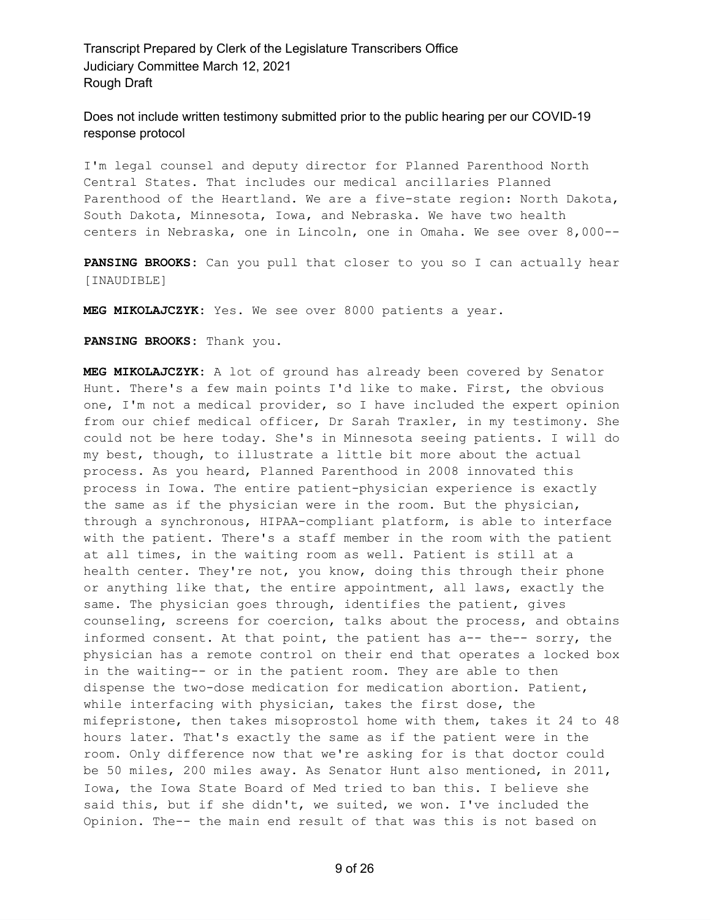I'm legal counsel and deputy director for Planned Parenthood North Central States. That includes our medical ancillaries Planned Parenthood of the Heartland. We are a five-state region: North Dakota, South Dakota, Minnesota, Iowa, and Nebraska. We have two health centers in Nebraska, one in Lincoln, one in Omaha. We see over 8,000--

**PANSING BROOKS:** Can you pull that closer to you so I can actually hear [INAUDIBLE]

**MEG MIKOLAJCZYK:** Yes. We see over 8000 patients a year.

**PANSING BROOKS:** Thank you.

**MEG MIKOLAJCZYK:** A lot of ground has already been covered by Senator Hunt. There's a few main points I'd like to make. First, the obvious one, I'm not a medical provider, so I have included the expert opinion from our chief medical officer, Dr Sarah Traxler, in my testimony. She could not be here today. She's in Minnesota seeing patients. I will do my best, though, to illustrate a little bit more about the actual process. As you heard, Planned Parenthood in 2008 innovated this process in Iowa. The entire patient-physician experience is exactly the same as if the physician were in the room. But the physician, through a synchronous, HIPAA-compliant platform, is able to interface with the patient. There's a staff member in the room with the patient at all times, in the waiting room as well. Patient is still at a health center. They're not, you know, doing this through their phone or anything like that, the entire appointment, all laws, exactly the same. The physician goes through, identifies the patient, gives counseling, screens for coercion, talks about the process, and obtains informed consent. At that point, the patient has a-- the-- sorry, the physician has a remote control on their end that operates a locked box in the waiting-- or in the patient room. They are able to then dispense the two-dose medication for medication abortion. Patient, while interfacing with physician, takes the first dose, the mifepristone, then takes misoprostol home with them, takes it 24 to 48 hours later. That's exactly the same as if the patient were in the room. Only difference now that we're asking for is that doctor could be 50 miles, 200 miles away. As Senator Hunt also mentioned, in 2011, Iowa, the Iowa State Board of Med tried to ban this. I believe she said this, but if she didn't, we suited, we won. I've included the Opinion. The-- the main end result of that was this is not based on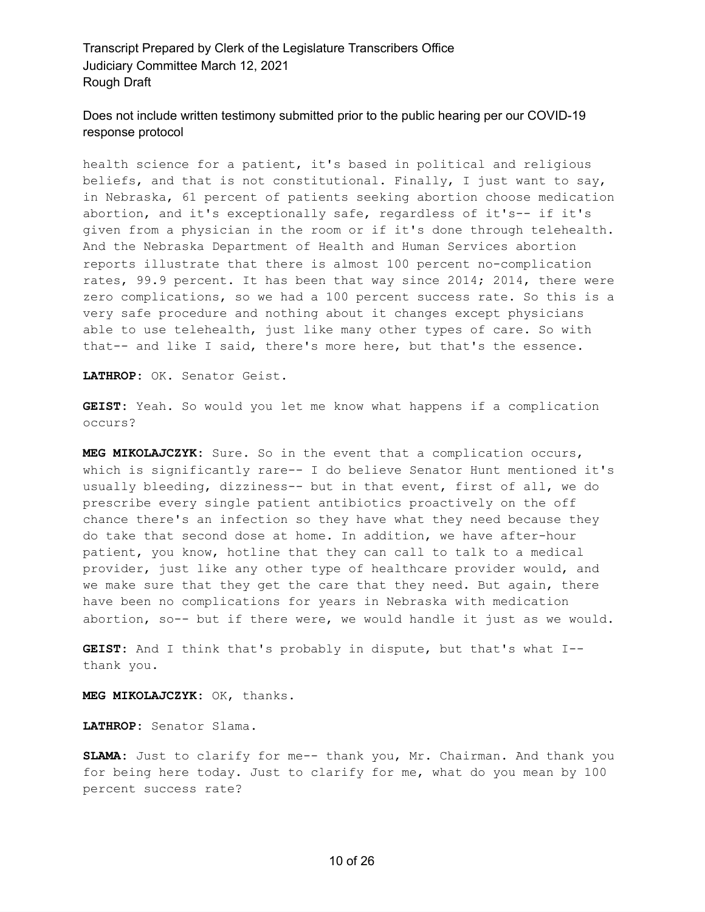health science for a patient, it's based in political and religious beliefs, and that is not constitutional. Finally, I just want to say, in Nebraska, 61 percent of patients seeking abortion choose medication abortion, and it's exceptionally safe, regardless of it's-- if it's given from a physician in the room or if it's done through telehealth. And the Nebraska Department of Health and Human Services abortion reports illustrate that there is almost 100 percent no-complication rates, 99.9 percent. It has been that way since 2014; 2014, there were zero complications, so we had a 100 percent success rate. So this is a very safe procedure and nothing about it changes except physicians able to use telehealth, just like many other types of care. So with that-- and like I said, there's more here, but that's the essence.

**LATHROP:** OK. Senator Geist.

**GEIST:** Yeah. So would you let me know what happens if a complication occurs?

**MEG MIKOLAJCZYK:** Sure. So in the event that a complication occurs, which is significantly rare-- I do believe Senator Hunt mentioned it's usually bleeding, dizziness-- but in that event, first of all, we do prescribe every single patient antibiotics proactively on the off chance there's an infection so they have what they need because they do take that second dose at home. In addition, we have after-hour patient, you know, hotline that they can call to talk to a medical provider, just like any other type of healthcare provider would, and we make sure that they get the care that they need. But again, there have been no complications for years in Nebraska with medication abortion, so-- but if there were, we would handle it just as we would.

**GEIST:** And I think that's probably in dispute, but that's what I-- thank you.

**MEG MIKOLAJCZYK:** OK, thanks.

**LATHROP:** Senator Slama.

**SLAMA:** Just to clarify for me-- thank you, Mr. Chairman. And thank you for being here today. Just to clarify for me, what do you mean by 100 percent success rate?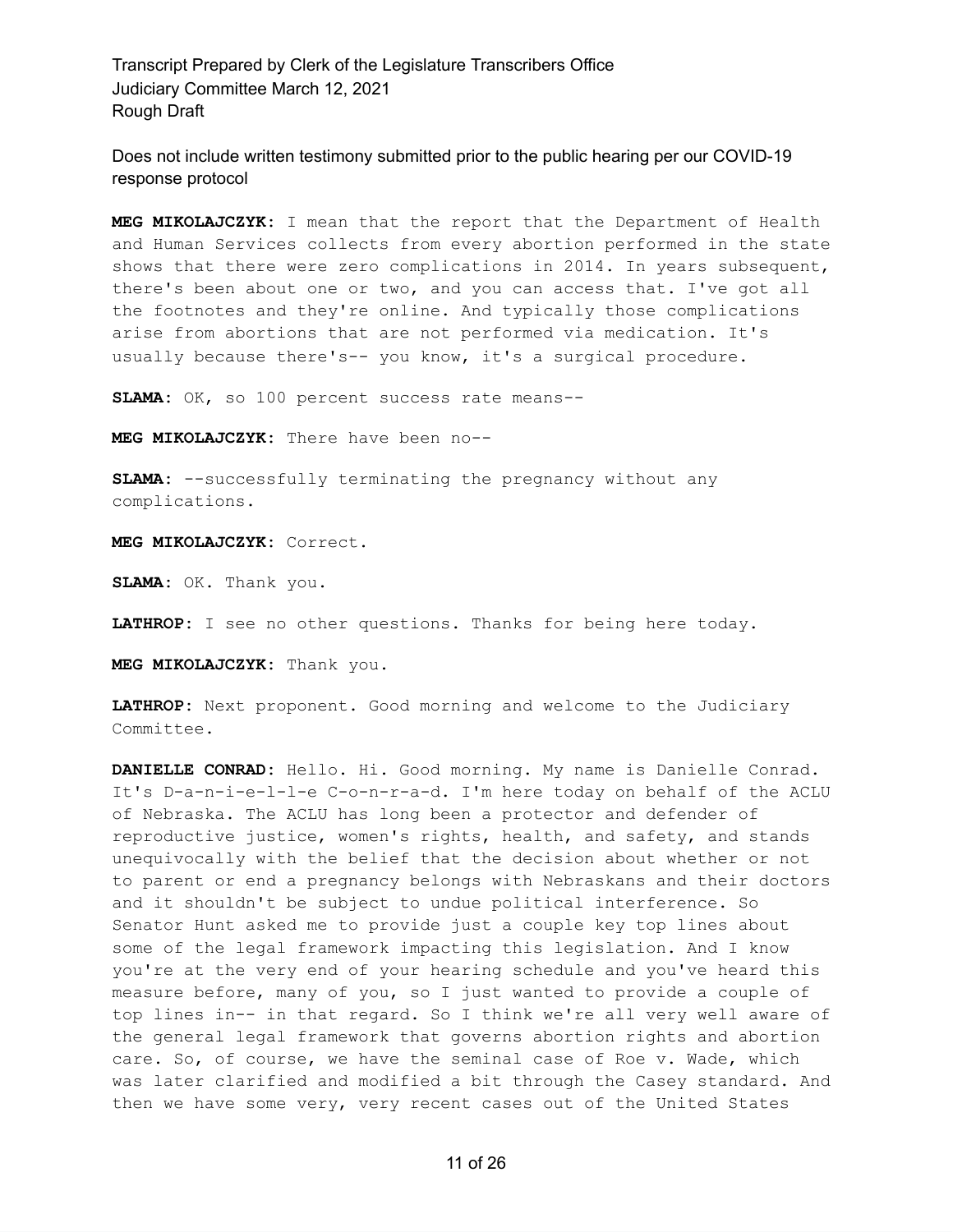**MEG MIKOLAJCZYK:** I mean that the report that the Department of Health and Human Services collects from every abortion performed in the state shows that there were zero complications in 2014. In years subsequent, there's been about one or two, and you can access that. I've got all the footnotes and they're online. And typically those complications arise from abortions that are not performed via medication. It's usually because there's-- you know, it's a surgical procedure.

**SLAMA:** OK, so 100 percent success rate means--

**MEG MIKOLAJCZYK:** There have been no--

**SLAMA:** --successfully terminating the pregnancy without any complications.

**MEG MIKOLAJCZYK:** Correct.

**SLAMA:** OK. Thank you.

**LATHROP:** I see no other questions. Thanks for being here today.

**MEG MIKOLAJCZYK:** Thank you.

**LATHROP:** Next proponent. Good morning and welcome to the Judiciary Committee.

**DANIELLE CONRAD:** Hello. Hi. Good morning. My name is Danielle Conrad. It's D-a-n-i-e-l-l-e C-o-n-r-a-d. I'm here today on behalf of the ACLU of Nebraska. The ACLU has long been a protector and defender of reproductive justice, women's rights, health, and safety, and stands unequivocally with the belief that the decision about whether or not to parent or end a pregnancy belongs with Nebraskans and their doctors and it shouldn't be subject to undue political interference. So Senator Hunt asked me to provide just a couple key top lines about some of the legal framework impacting this legislation. And I know you're at the very end of your hearing schedule and you've heard this measure before, many of you, so I just wanted to provide a couple of top lines in-- in that regard. So I think we're all very well aware of the general legal framework that governs abortion rights and abortion care. So, of course, we have the seminal case of Roe v. Wade, which was later clarified and modified a bit through the Casey standard. And then we have some very, very recent cases out of the United States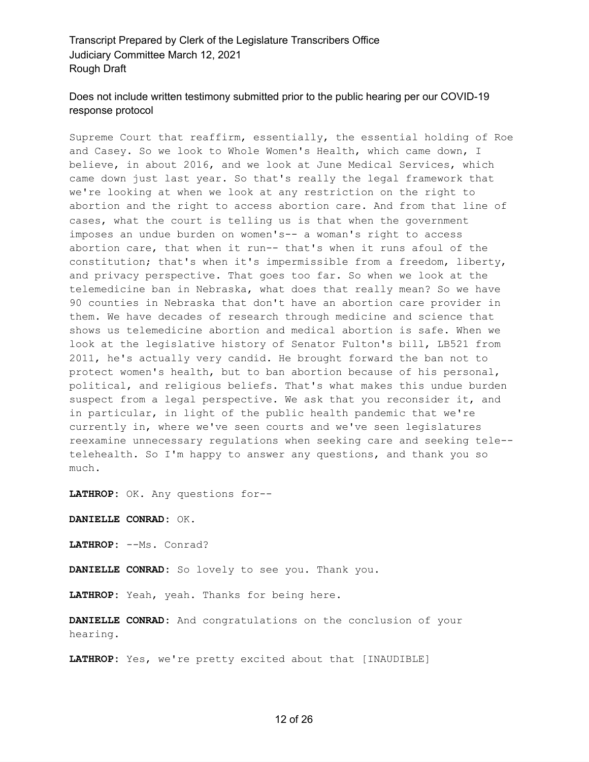Supreme Court that reaffirm, essentially, the essential holding of Roe and Casey. So we look to Whole Women's Health, which came down, I believe, in about 2016, and we look at June Medical Services, which came down just last year. So that's really the legal framework that we're looking at when we look at any restriction on the right to abortion and the right to access abortion care. And from that line of cases, what the court is telling us is that when the government imposes an undue burden on women's-- a woman's right to access abortion care, that when it run-- that's when it runs afoul of the constitution; that's when it's impermissible from a freedom, liberty, and privacy perspective. That goes too far. So when we look at the telemedicine ban in Nebraska, what does that really mean? So we have 90 counties in Nebraska that don't have an abortion care provider in them. We have decades of research through medicine and science that shows us telemedicine abortion and medical abortion is safe. When we look at the legislative history of Senator Fulton's bill, LB521 from 2011, he's actually very candid. He brought forward the ban not to protect women's health, but to ban abortion because of his personal, political, and religious beliefs. That's what makes this undue burden suspect from a legal perspective. We ask that you reconsider it, and in particular, in light of the public health pandemic that we're currently in, where we've seen courts and we've seen legislatures reexamine unnecessary regulations when seeking care and seeking tele-- telehealth. So I'm happy to answer any questions, and thank you so much.

**LATHROP:** OK. Any questions for--

**DANIELLE CONRAD:** OK.

**LATHROP:** --Ms. Conrad?

**DANIELLE CONRAD:** So lovely to see you. Thank you.

**LATHROP:** Yeah, yeah. Thanks for being here.

**DANIELLE CONRAD:** And congratulations on the conclusion of your hearing.

**LATHROP:** Yes, we're pretty excited about that [INAUDIBLE]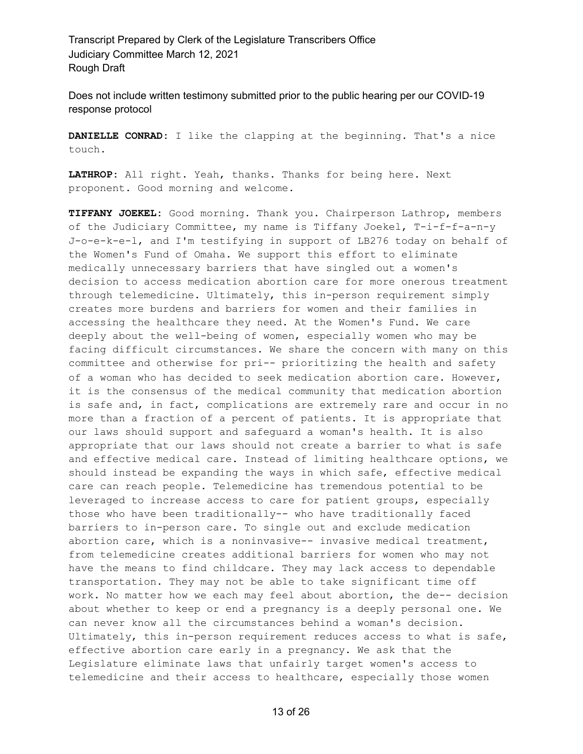**DANIELLE CONRAD:** I like the clapping at the beginning. That's a nice touch.

**LATHROP:** All right. Yeah, thanks. Thanks for being here. Next proponent. Good morning and welcome.

**TIFFANY JOEKEL:** Good morning. Thank you. Chairperson Lathrop, members of the Judiciary Committee, my name is Tiffany Joekel, T-i-f-f-a-n-y J-o-e-k-e-l, and I'm testifying in support of LB276 today on behalf of the Women's Fund of Omaha. We support this effort to eliminate medically unnecessary barriers that have singled out a women's decision to access medication abortion care for more onerous treatment through telemedicine. Ultimately, this in-person requirement simply creates more burdens and barriers for women and their families in accessing the healthcare they need. At the Women's Fund. We care deeply about the well-being of women, especially women who may be facing difficult circumstances. We share the concern with many on this committee and otherwise for pri-- prioritizing the health and safety of a woman who has decided to seek medication abortion care. However, it is the consensus of the medical community that medication abortion is safe and, in fact, complications are extremely rare and occur in no more than a fraction of a percent of patients. It is appropriate that our laws should support and safeguard a woman's health. It is also appropriate that our laws should not create a barrier to what is safe and effective medical care. Instead of limiting healthcare options, we should instead be expanding the ways in which safe, effective medical care can reach people. Telemedicine has tremendous potential to be leveraged to increase access to care for patient groups, especially those who have been traditionally-- who have traditionally faced barriers to in-person care. To single out and exclude medication abortion care, which is a noninvasive-- invasive medical treatment, from telemedicine creates additional barriers for women who may not have the means to find childcare. They may lack access to dependable transportation. They may not be able to take significant time off work. No matter how we each may feel about abortion, the de-- decision about whether to keep or end a pregnancy is a deeply personal one. We can never know all the circumstances behind a woman's decision. Ultimately, this in-person requirement reduces access to what is safe, effective abortion care early in a pregnancy. We ask that the Legislature eliminate laws that unfairly target women's access to telemedicine and their access to healthcare, especially those women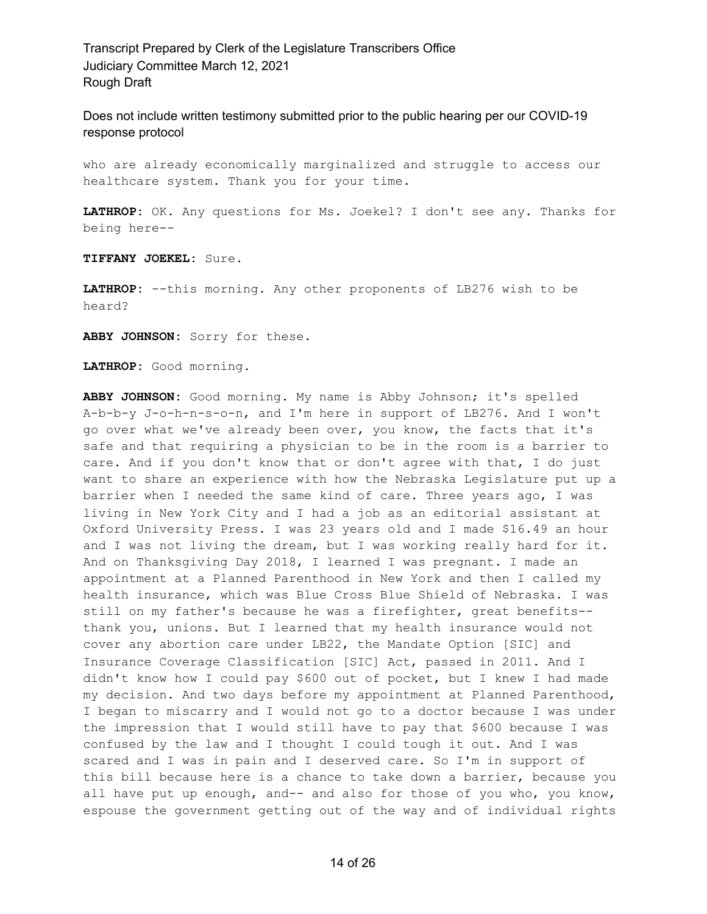who are already economically marginalized and struggle to access our healthcare system. Thank you for your time.

**LATHROP:** OK. Any questions for Ms. Joekel? I don't see any. Thanks for being here--

**TIFFANY JOEKEL:** Sure.

**LATHROP:** --this morning. Any other proponents of LB276 wish to be heard?

**ABBY JOHNSON:** Sorry for these.

**LATHROP:** Good morning.

**ABBY JOHNSON:** Good morning. My name is Abby Johnson; it's spelled A-b-b-y J-o-h-n-s-o-n, and I'm here in support of LB276. And I won't go over what we've already been over, you know, the facts that it's safe and that requiring a physician to be in the room is a barrier to care. And if you don't know that or don't agree with that, I do just want to share an experience with how the Nebraska Legislature put up a barrier when I needed the same kind of care. Three years ago, I was living in New York City and I had a job as an editorial assistant at Oxford University Press. I was 23 years old and I made $16.49 an hour and I was not living the dream, but I was working really hard for it. And on Thanksgiving Day 2018, I learned I was pregnant. I made an appointment at a Planned Parenthood in New York and then I called my health insurance, which was Blue Cross Blue Shield of Nebraska. I was still on my father's because he was a firefighter, great benefits-- thank you, unions. But I learned that my health insurance would not cover any abortion care under LB22, the Mandate Option [SIC] and Insurance Coverage Classification [SIC] Act, passed in 2011. And I didn't know how I could pay $600 out of pocket, but I knew I had made my decision. And two days before my appointment at Planned Parenthood, I began to miscarry and I would not go to a doctor because I was under the impression that I would still have to pay that $600 because I was confused by the law and I thought I could tough it out. And I was scared and I was in pain and I deserved care. So I'm in support of this bill because here is a chance to take down a barrier, because you all have put up enough, and-- and also for those of you who, you know, espouse the government getting out of the way and of individual rights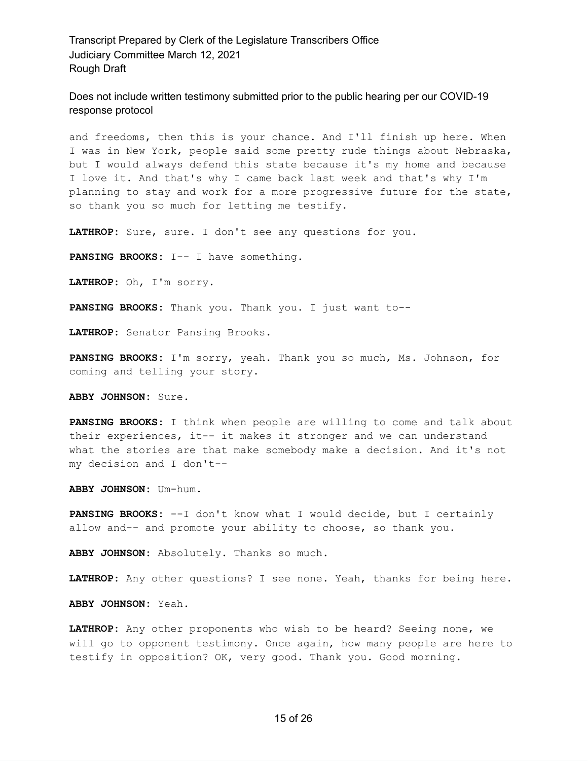and freedoms, then this is your chance. And I'll finish up here. When I was in New York, people said some pretty rude things about Nebraska, but I would always defend this state because it's my home and because I love it. And that's why I came back last week and that's why I'm planning to stay and work for a more progressive future for the state, so thank you so much for letting me testify.

**LATHROP:** Sure, sure. I don't see any questions for you.

**PANSING BROOKS:** I-- I have something.

**LATHROP:** Oh, I'm sorry.

**PANSING BROOKS:** Thank you. Thank you. I just want to--

**LATHROP:** Senator Pansing Brooks.

**PANSING BROOKS:** I'm sorry, yeah. Thank you so much, Ms. Johnson, for coming and telling your story.

**ABBY JOHNSON:** Sure.

**PANSING BROOKS:** I think when people are willing to come and talk about their experiences, it-- it makes it stronger and we can understand what the stories are that make somebody make a decision. And it's not my decision and I don't--

**ABBY JOHNSON:** Um-hum.

**PANSING BROOKS:** --I don't know what I would decide, but I certainly allow and-- and promote your ability to choose, so thank you.

**ABBY JOHNSON:** Absolutely. Thanks so much.

**LATHROP:** Any other questions? I see none. Yeah, thanks for being here.

**ABBY JOHNSON:** Yeah.

**LATHROP:** Any other proponents who wish to be heard? Seeing none, we will go to opponent testimony. Once again, how many people are here to testify in opposition? OK, very good. Thank you. Good morning.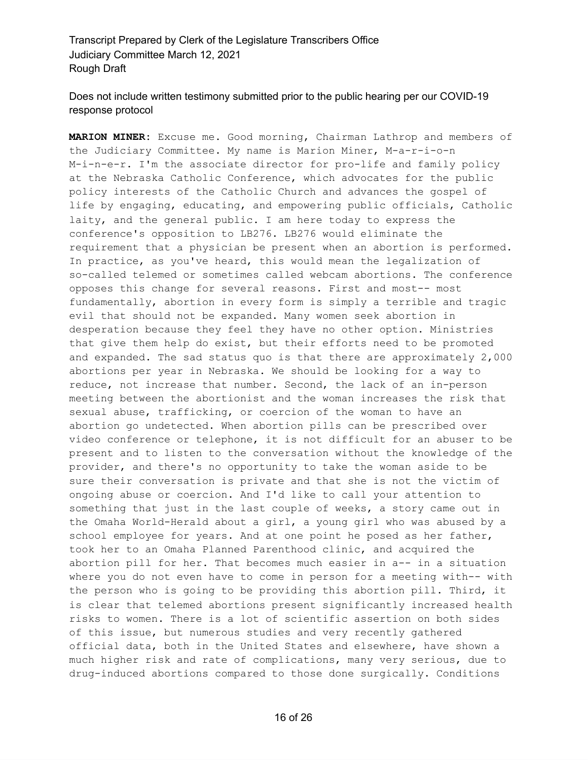Does not include written testimony submitted prior to the public hearing per our COVID-19 response protocol

**MARION MINER:** Excuse me. Good morning, Chairman Lathrop and members of the Judiciary Committee. My name is Marion Miner, M-a-r-i-o-n M-i-n-e-r. I'm the associate director for pro-life and family policy at the Nebraska Catholic Conference, which advocates for the public policy interests of the Catholic Church and advances the gospel of life by engaging, educating, and empowering public officials, Catholic laity, and the general public. I am here today to express the conference's opposition to LB276. LB276 would eliminate the requirement that a physician be present when an abortion is performed. In practice, as you've heard, this would mean the legalization of so-called telemed or sometimes called webcam abortions. The conference opposes this change for several reasons. First and most-- most fundamentally, abortion in every form is simply a terrible and tragic evil that should not be expanded. Many women seek abortion in desperation because they feel they have no other option. Ministries that give them help do exist, but their efforts need to be promoted and expanded. The sad status quo is that there are approximately 2,000 abortions per year in Nebraska. We should be looking for a way to reduce, not increase that number. Second, the lack of an in-person meeting between the abortionist and the woman increases the risk that sexual abuse, trafficking, or coercion of the woman to have an abortion go undetected. When abortion pills can be prescribed over video conference or telephone, it is not difficult for an abuser to be present and to listen to the conversation without the knowledge of the provider, and there's no opportunity to take the woman aside to be sure their conversation is private and that she is not the victim of ongoing abuse or coercion. And I'd like to call your attention to something that just in the last couple of weeks, a story came out in the Omaha World-Herald about a girl, a young girl who was abused by a school employee for years. And at one point he posed as her father, took her to an Omaha Planned Parenthood clinic, and acquired the abortion pill for her. That becomes much easier in a-- in a situation where you do not even have to come in person for a meeting with-- with the person who is going to be providing this abortion pill. Third, it is clear that telemed abortions present significantly increased health risks to women. There is a lot of scientific assertion on both sides of this issue, but numerous studies and very recently gathered official data, both in the United States and elsewhere, have shown a much higher risk and rate of complications, many very serious, due to drug-induced abortions compared to those done surgically. Conditions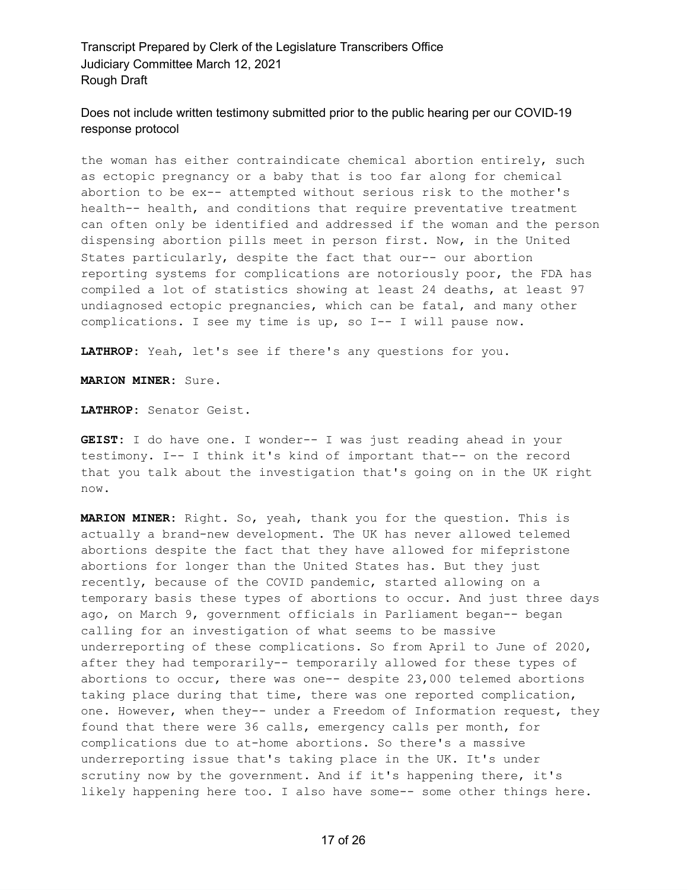the woman has either contraindicate chemical abortion entirely, such as ectopic pregnancy or a baby that is too far along for chemical abortion to be ex-- attempted without serious risk to the mother's health-- health, and conditions that require preventative treatment can often only be identified and addressed if the woman and the person dispensing abortion pills meet in person first. Now, in the United States particularly, despite the fact that our-- our abortion reporting systems for complications are notoriously poor, the FDA has compiled a lot of statistics showing at least 24 deaths, at least 97 undiagnosed ectopic pregnancies, which can be fatal, and many other complications. I see my time is up, so I-- I will pause now.

**LATHROP:** Yeah, let's see if there's any questions for you.

**MARION MINER:** Sure.

**LATHROP:** Senator Geist.

**GEIST:** I do have one. I wonder-- I was just reading ahead in your testimony. I-- I think it's kind of important that-- on the record that you talk about the investigation that's going on in the UK right now.

**MARION MINER:** Right. So, yeah, thank you for the question. This is actually a brand-new development. The UK has never allowed telemed abortions despite the fact that they have allowed for mifepristone abortions for longer than the United States has. But they just recently, because of the COVID pandemic, started allowing on a temporary basis these types of abortions to occur. And just three days ago, on March 9, government officials in Parliament began-- began calling for an investigation of what seems to be massive underreporting of these complications. So from April to June of 2020, after they had temporarily-- temporarily allowed for these types of abortions to occur, there was one-- despite 23,000 telemed abortions taking place during that time, there was one reported complication, one. However, when they-- under a Freedom of Information request, they found that there were 36 calls, emergency calls per month, for complications due to at-home abortions. So there's a massive underreporting issue that's taking place in the UK. It's under scrutiny now by the government. And if it's happening there, it's likely happening here too. I also have some-- some other things here.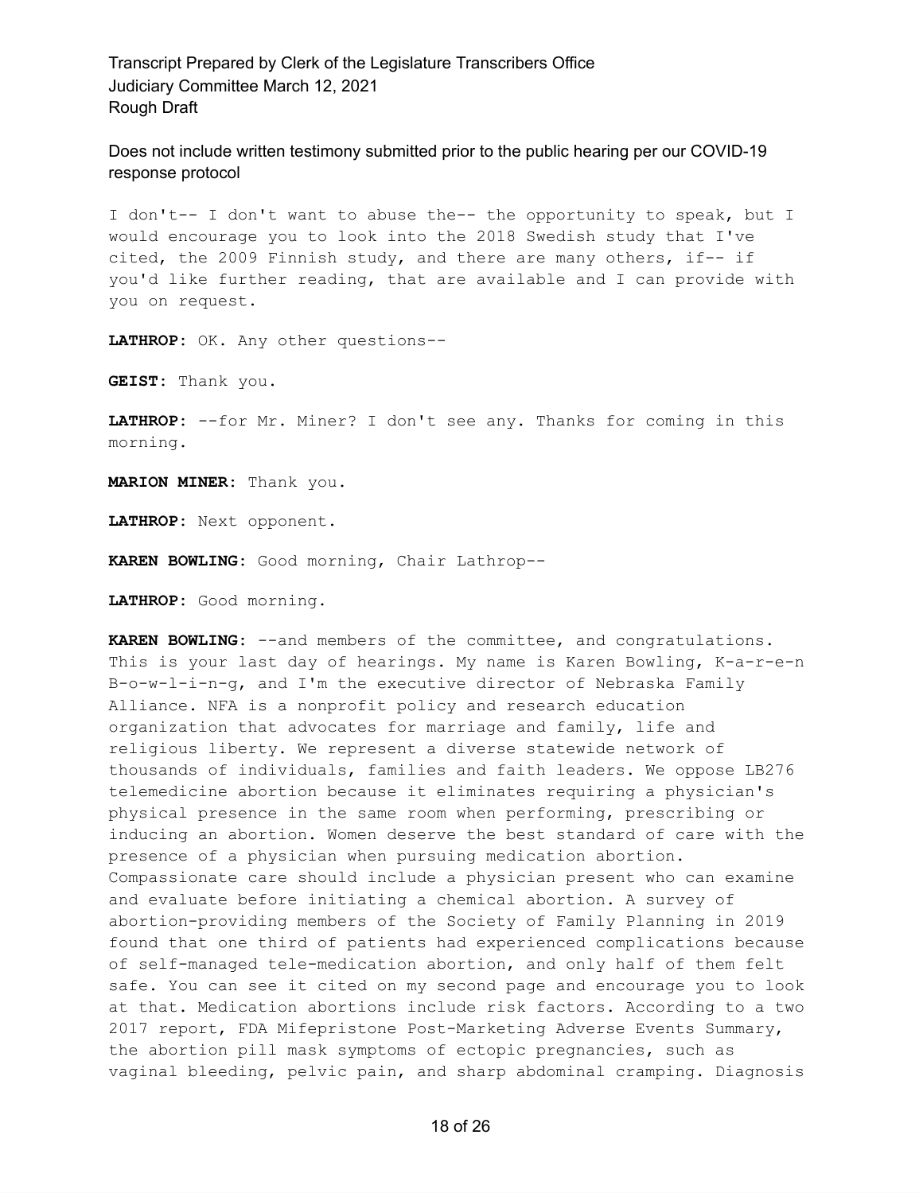I don't-- I don't want to abuse the-- the opportunity to speak, but I would encourage you to look into the 2018 Swedish study that I've cited, the 2009 Finnish study, and there are many others, if-- if you'd like further reading, that are available and I can provide with you on request.

**LATHROP:** OK. Any other questions--

**GEIST:** Thank you.

**LATHROP:** --for Mr. Miner? I don't see any. Thanks for coming in this morning.

**MARION MINER:** Thank you.

**LATHROP:** Next opponent.

**KAREN BOWLING:** Good morning, Chair Lathrop--

**LATHROP:** Good morning.

**KAREN BOWLING:** --and members of the committee, and congratulations. This is your last day of hearings. My name is Karen Bowling, K-a-r-e-n B-o-w-l-i-n-g, and I'm the executive director of Nebraska Family Alliance. NFA is a nonprofit policy and research education organization that advocates for marriage and family, life and religious liberty. We represent a diverse statewide network of thousands of individuals, families and faith leaders. We oppose LB276 telemedicine abortion because it eliminates requiring a physician's physical presence in the same room when performing, prescribing or inducing an abortion. Women deserve the best standard of care with the presence of a physician when pursuing medication abortion. Compassionate care should include a physician present who can examine and evaluate before initiating a chemical abortion. A survey of abortion-providing members of the Society of Family Planning in 2019 found that one third of patients had experienced complications because of self-managed tele-medication abortion, and only half of them felt safe. You can see it cited on my second page and encourage you to look at that. Medication abortions include risk factors. According to a two 2017 report, FDA Mifepristone Post-Marketing Adverse Events Summary, the abortion pill mask symptoms of ectopic pregnancies, such as vaginal bleeding, pelvic pain, and sharp abdominal cramping. Diagnosis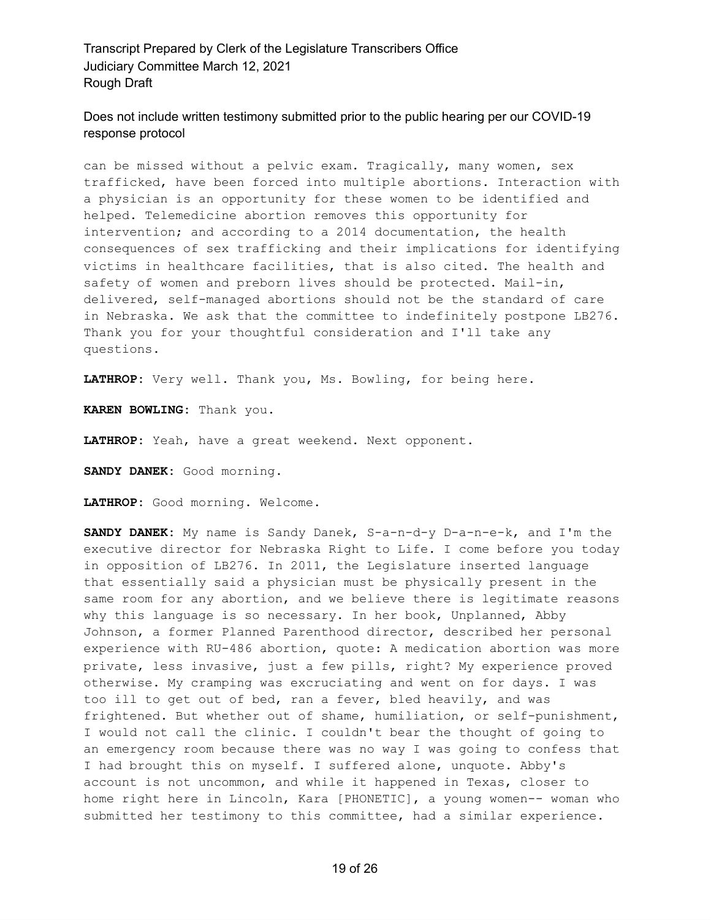can be missed without a pelvic exam. Tragically, many women, sex trafficked, have been forced into multiple abortions. Interaction with a physician is an opportunity for these women to be identified and helped. Telemedicine abortion removes this opportunity for intervention; and according to a 2014 documentation, the health consequences of sex trafficking and their implications for identifying victims in healthcare facilities, that is also cited. The health and safety of women and preborn lives should be protected. Mail-in, delivered, self-managed abortions should not be the standard of care in Nebraska. We ask that the committee to indefinitely postpone LB276. Thank you for your thoughtful consideration and I'll take any questions.

**LATHROP**: Very well. Thank you, Ms. Bowling, for being here.

**KAREN BOWLING**: Thank you.

**LATHROP**: Yeah, have a great weekend. Next opponent.

**SANDY DANEK**: Good morning.

**LATHROP**: Good morning. Welcome.

**SANDY DANEK**: My name is Sandy Danek, S-a-n-d-y D-a-n-e-k, and I'm the executive director for Nebraska Right to Life. I come before you today in opposition of LB276. In 2011, the Legislature inserted language that essentially said a physician must be physically present in the same room for any abortion, and we believe there is legitimate reasons why this language is so necessary. In her book, Unplanned, Abby Johnson, a former Planned Parenthood director, described her personal experience with RU-486 abortion, quote: A medication abortion was more private, less invasive, just a few pills, right? My experience proved otherwise. My cramping was excruciating and went on for days. I was too ill to get out of bed, ran a fever, bled heavily, and was frightened. But whether out of shame, humiliation, or self-punishment, I would not call the clinic. I couldn't bear the thought of going to an emergency room because there was no way I was going to confess that I had brought this on myself. I suffered alone, unquote. Abby's account is not uncommon, and while it happened in Texas, closer to home right here in Lincoln, Kara [PHONETIC], a young women-- woman who submitted her testimony to this committee, had a similar experience.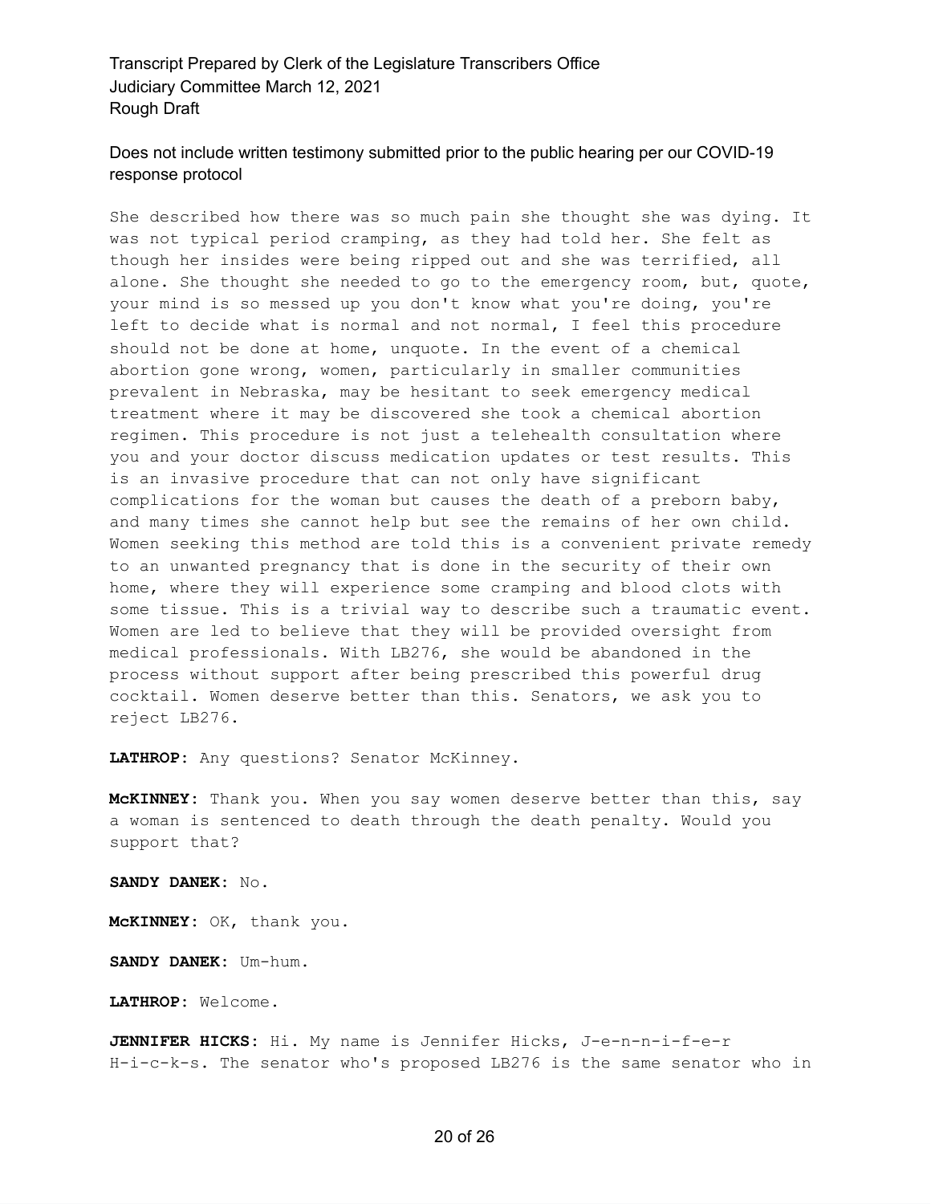She described how there was so much pain she thought she was dying. It was not typical period cramping, as they had told her. She felt as though her insides were being ripped out and she was terrified, all alone. She thought she needed to go to the emergency room, but, quote, your mind is so messed up you don't know what you're doing, you're left to decide what is normal and not normal, I feel this procedure should not be done at home, unquote. In the event of a chemical abortion gone wrong, women, particularly in smaller communities prevalent in Nebraska, may be hesitant to seek emergency medical treatment where it may be discovered she took a chemical abortion regimen. This procedure is not just a telehealth consultation where you and your doctor discuss medication updates or test results. This is an invasive procedure that can not only have significant complications for the woman but causes the death of a preborn baby, and many times she cannot help but see the remains of her own child. Women seeking this method are told this is a convenient private remedy to an unwanted pregnancy that is done in the security of their own home, where they will experience some cramping and blood clots with some tissue. This is a trivial way to describe such a traumatic event. Women are led to believe that they will be provided oversight from medical professionals. With LB276, she would be abandoned in the process without support after being prescribed this powerful drug cocktail. Women deserve better than this. Senators, we ask you to reject LB276.

**LATHROP:** Any questions? Senator McKinney.

**McKINNEY:** Thank you. When you say women deserve better than this, say a woman is sentenced to death through the death penalty. Would you support that?

**SANDY DANEK:** No.

**McKINNEY:** OK, thank you.

**SANDY DANEK:** Um-hum.

**LATHROP:** Welcome.

**JENNIFER HICKS:** Hi. My name is Jennifer Hicks, J-e-n-n-i-f-e-r H-i-c-k-s. The senator who's proposed LB276 is the same senator who in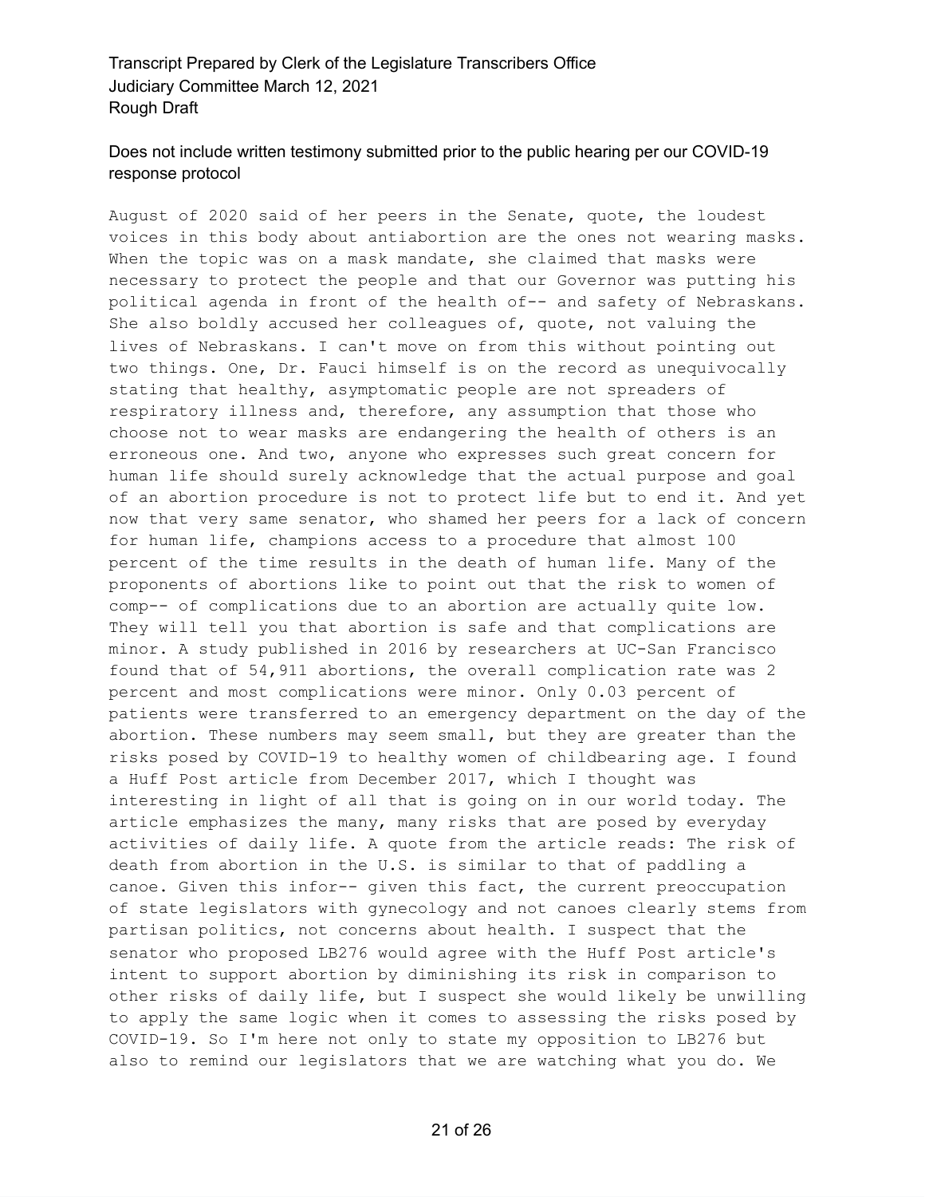August of 2020 said of her peers in the Senate, quote, the loudest voices in this body about antiabortion are the ones not wearing masks. When the topic was on a mask mandate, she claimed that masks were necessary to protect the people and that our Governor was putting his political agenda in front of the health of-- and safety of Nebraskans. She also boldly accused her colleagues of, quote, not valuing the lives of Nebraskans. I can't move on from this without pointing out two things. One, Dr. Fauci himself is on the record as unequivocally stating that healthy, asymptomatic people are not spreaders of respiratory illness and, therefore, any assumption that those who choose not to wear masks are endangering the health of others is an erroneous one. And two, anyone who expresses such great concern for human life should surely acknowledge that the actual purpose and goal of an abortion procedure is not to protect life but to end it. And yet now that very same senator, who shamed her peers for a lack of concern for human life, champions access to a procedure that almost 100 percent of the time results in the death of human life. Many of the proponents of abortions like to point out that the risk to women of comp-- of complications due to an abortion are actually quite low. They will tell you that abortion is safe and that complications are minor. A study published in 2016 by researchers at UC-San Francisco found that of 54,911 abortions, the overall complication rate was 2 percent and most complications were minor. Only 0.03 percent of patients were transferred to an emergency department on the day of the abortion. These numbers may seem small, but they are greater than the risks posed by COVID-19 to healthy women of childbearing age. I found a Huff Post article from December 2017, which I thought was interesting in light of all that is going on in our world today. The article emphasizes the many, many risks that are posed by everyday activities of daily life. A quote from the article reads: The risk of death from abortion in the U.S. is similar to that of paddling a canoe. Given this infor-- given this fact, the current preoccupation of state legislators with gynecology and not canoes clearly stems from partisan politics, not concerns about health. I suspect that the senator who proposed LB276 would agree with the Huff Post article's intent to support abortion by diminishing its risk in comparison to other risks of daily life, but I suspect she would likely be unwilling to apply the same logic when it comes to assessing the risks posed by COVID-19. So I'm here not only to state my opposition to LB276 but also to remind our legislators that we are watching what you do. We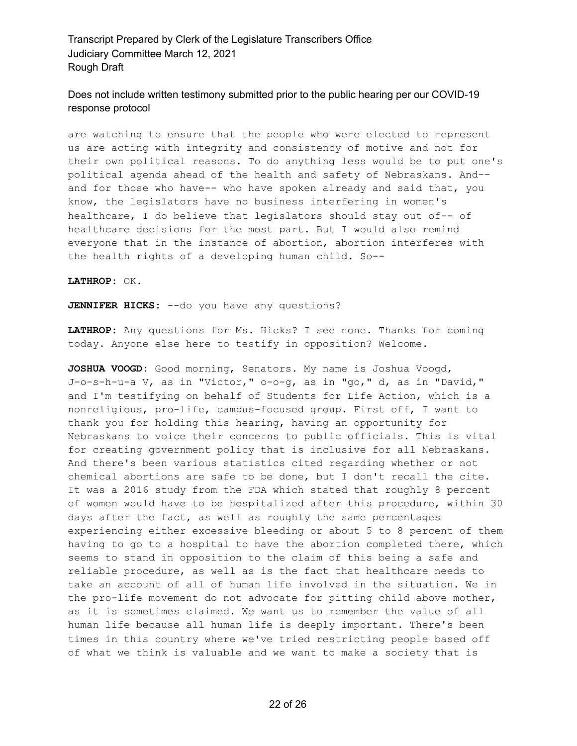are watching to ensure that the people who were elected to represent us are acting with integrity and consistency of motive and not for their own political reasons. To do anything less would be to put one's political agenda ahead of the health and safety of Nebraskans. And-- and for those who have-- who have spoken already and said that, you know, the legislators have no business interfering in women's healthcare, I do believe that legislators should stay out of-- of healthcare decisions for the most part. But I would also remind everyone that in the instance of abortion, abortion interferes with the health rights of a developing human child. So--

**LATHROP:** OK.

**JENNIFER HICKS:** --do you have any questions?

**LATHROP:** Any questions for Ms. Hicks? I see none. Thanks for coming today. Anyone else here to testify in opposition? Welcome.

**JOSHUA VOOGD:** Good morning, Senators. My name is Joshua Voogd, J-o-s-h-u-a V, as in "Victor," o-o-g, as in "go," d, as in "David," and I'm testifying on behalf of Students for Life Action, which is a nonreligious, pro-life, campus-focused group. First off, I want to thank you for holding this hearing, having an opportunity for Nebraskans to voice their concerns to public officials. This is vital for creating government policy that is inclusive for all Nebraskans. And there's been various statistics cited regarding whether or not chemical abortions are safe to be done, but I don't recall the cite. It was a 2016 study from the FDA which stated that roughly 8 percent of women would have to be hospitalized after this procedure, within 30 days after the fact, as well as roughly the same percentages experiencing either excessive bleeding or about 5 to 8 percent of them having to go to a hospital to have the abortion completed there, which seems to stand in opposition to the claim of this being a safe and reliable procedure, as well as is the fact that healthcare needs to take an account of all of human life involved in the situation. We in the pro-life movement do not advocate for pitting child above mother, as it is sometimes claimed. We want us to remember the value of all human life because all human life is deeply important. There's been times in this country where we've tried restricting people based off of what we think is valuable and we want to make a society that is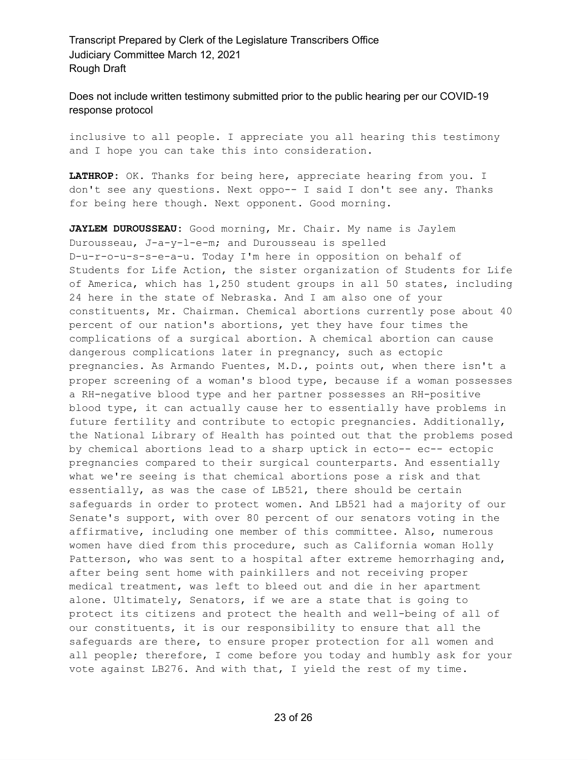inclusive to all people. I appreciate you all hearing this testimony and I hope you can take this into consideration.

**LATHROP:** OK. Thanks for being here, appreciate hearing from you. I don't see any questions. Next oppo-- I said I don't see any. Thanks for being here though. Next opponent. Good morning.

**JAYLEM DUROUSSEAU:** Good morning, Mr. Chair. My name is Jaylem Durousseau, J-a-y-l-e-m; and Durousseau is spelled D-u-r-o-u-s-s-e-a-u. Today I'm here in opposition on behalf of Students for Life Action, the sister organization of Students for Life of America, which has 1,250 student groups in all 50 states, including 24 here in the state of Nebraska. And I am also one of your constituents, Mr. Chairman. Chemical abortions currently pose about 40 percent of our nation's abortions, yet they have four times the complications of a surgical abortion. A chemical abortion can cause dangerous complications later in pregnancy, such as ectopic pregnancies. As Armando Fuentes, M.D., points out, when there isn't a proper screening of a woman's blood type, because if a woman possesses a RH-negative blood type and her partner possesses an RH-positive blood type, it can actually cause her to essentially have problems in future fertility and contribute to ectopic pregnancies. Additionally, the National Library of Health has pointed out that the problems posed by chemical abortions lead to a sharp uptick in ecto-- ec-- ectopic pregnancies compared to their surgical counterparts. And essentially what we're seeing is that chemical abortions pose a risk and that essentially, as was the case of LB521, there should be certain safeguards in order to protect women. And LB521 had a majority of our Senate's support, with over 80 percent of our senators voting in the affirmative, including one member of this committee. Also, numerous women have died from this procedure, such as California woman Holly Patterson, who was sent to a hospital after extreme hemorrhaging and, after being sent home with painkillers and not receiving proper medical treatment, was left to bleed out and die in her apartment alone. Ultimately, Senators, if we are a state that is going to protect its citizens and protect the health and well-being of all of our constituents, it is our responsibility to ensure that all the safeguards are there, to ensure proper protection for all women and all people; therefore, I come before you today and humbly ask for your vote against LB276. And with that, I yield the rest of my time.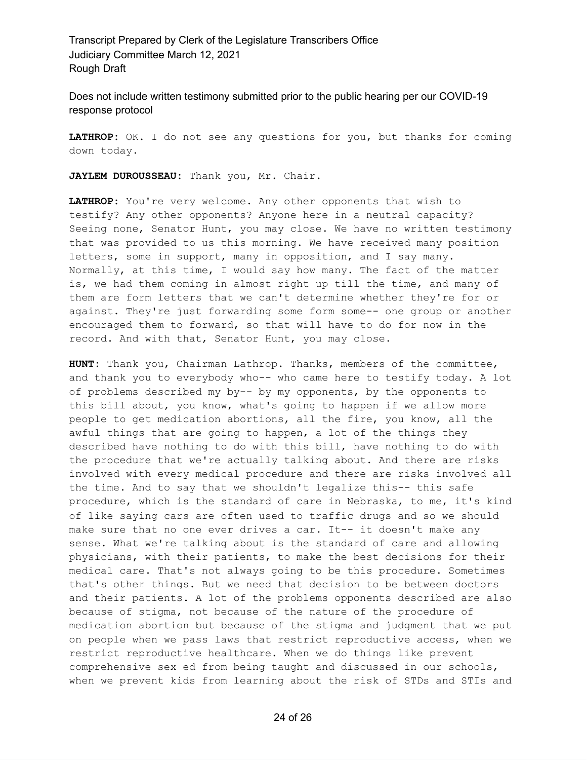**LATHROP:** OK. I do not see any questions for you, but thanks for coming down today.

**JAYLEM DUROUSSEAU:** Thank you, Mr. Chair.

**LATHROP:** You're very welcome. Any other opponents that wish to testify? Any other opponents? Anyone here in a neutral capacity? Seeing none, Senator Hunt, you may close. We have no written testimony that was provided to us this morning. We have received many position letters, some in support, many in opposition, and I say many. Normally, at this time, I would say how many. The fact of the matter is, we had them coming in almost right up till the time, and many of them are form letters that we can't determine whether they're for or against. They're just forwarding some form some-- one group or another encouraged them to forward, so that will have to do for now in the record. And with that, Senator Hunt, you may close.

**HUNT:** Thank you, Chairman Lathrop. Thanks, members of the committee, and thank you to everybody who-- who came here to testify today. A lot of problems described my by-- by my opponents, by the opponents to this bill about, you know, what's going to happen if we allow more people to get medication abortions, all the fire, you know, all the awful things that are going to happen, a lot of the things they described have nothing to do with this bill, have nothing to do with the procedure that we're actually talking about. And there are risks involved with every medical procedure and there are risks involved all the time. And to say that we shouldn't legalize this-- this safe procedure, which is the standard of care in Nebraska, to me, it's kind of like saying cars are often used to traffic drugs and so we should make sure that no one ever drives a car. It-- it doesn't make any sense. What we're talking about is the standard of care and allowing physicians, with their patients, to make the best decisions for their medical care. That's not always going to be this procedure. Sometimes that's other things. But we need that decision to be between doctors and their patients. A lot of the problems opponents described are also because of stigma, not because of the nature of the procedure of medication abortion but because of the stigma and judgment that we put on people when we pass laws that restrict reproductive access, when we restrict reproductive healthcare. When we do things like prevent comprehensive sex ed from being taught and discussed in our schools, when we prevent kids from learning about the risk of STDs and STIs and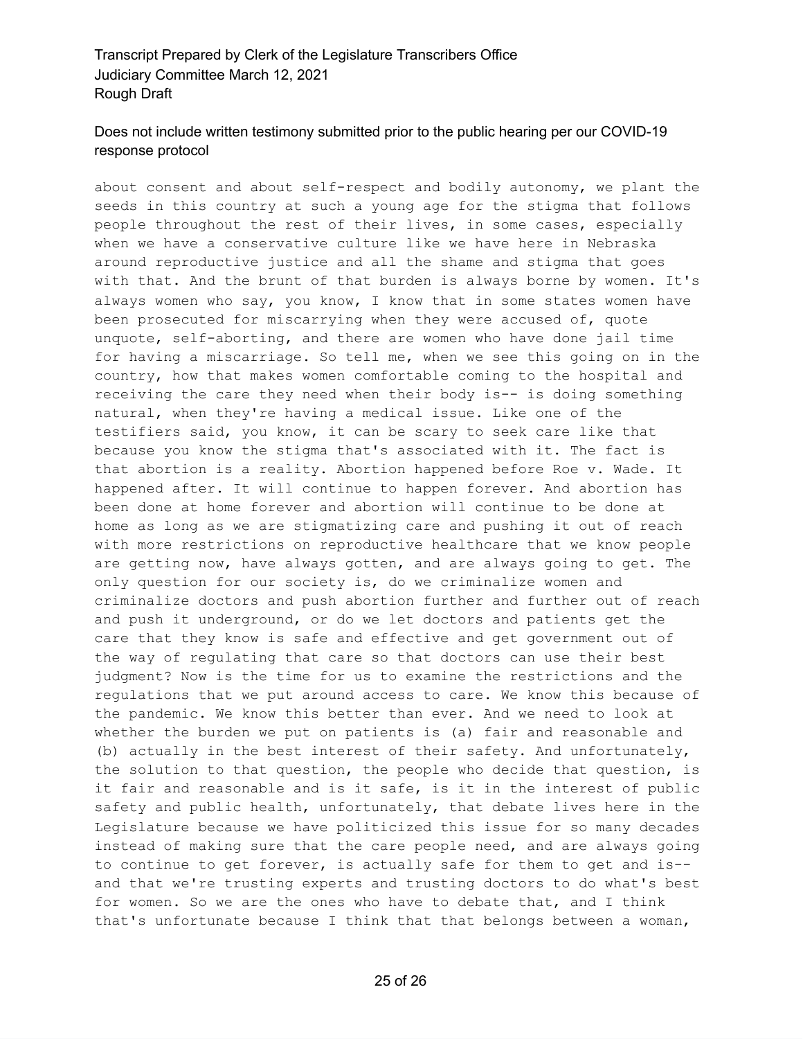about consent and about self-respect and bodily autonomy, we plant the seeds in this country at such a young age for the stigma that follows people throughout the rest of their lives, in some cases, especially when we have a conservative culture like we have here in Nebraska around reproductive justice and all the shame and stigma that goes with that. And the brunt of that burden is always borne by women. It's always women who say, you know, I know that in some states women have been prosecuted for miscarrying when they were accused of, quote unquote, self-aborting, and there are women who have done jail time for having a miscarriage. So tell me, when we see this going on in the country, how that makes women comfortable coming to the hospital and receiving the care they need when their body is-- is doing something natural, when they're having a medical issue. Like one of the testifiers said, you know, it can be scary to seek care like that because you know the stigma that's associated with it. The fact is that abortion is a reality. Abortion happened before Roe v. Wade. It happened after. It will continue to happen forever. And abortion has been done at home forever and abortion will continue to be done at home as long as we are stigmatizing care and pushing it out of reach with more restrictions on reproductive healthcare that we know people are getting now, have always gotten, and are always going to get. The only question for our society is, do we criminalize women and criminalize doctors and push abortion further and further out of reach and push it underground, or do we let doctors and patients get the care that they know is safe and effective and get government out of the way of regulating that care so that doctors can use their best judgment? Now is the time for us to examine the restrictions and the regulations that we put around access to care. We know this because of the pandemic. We know this better than ever. And we need to look at whether the burden we put on patients is (a) fair and reasonable and (b) actually in the best interest of their safety. And unfortunately, the solution to that question, the people who decide that question, is it fair and reasonable and is it safe, is it in the interest of public safety and public health, unfortunately, that debate lives here in the Legislature because we have politicized this issue for so many decades instead of making sure that the care people need, and are always going to continue to get forever, is actually safe for them to get and is-- and that we're trusting experts and trusting doctors to do what's best for women. So we are the ones who have to debate that, and I think that's unfortunate because I think that that belongs between a woman,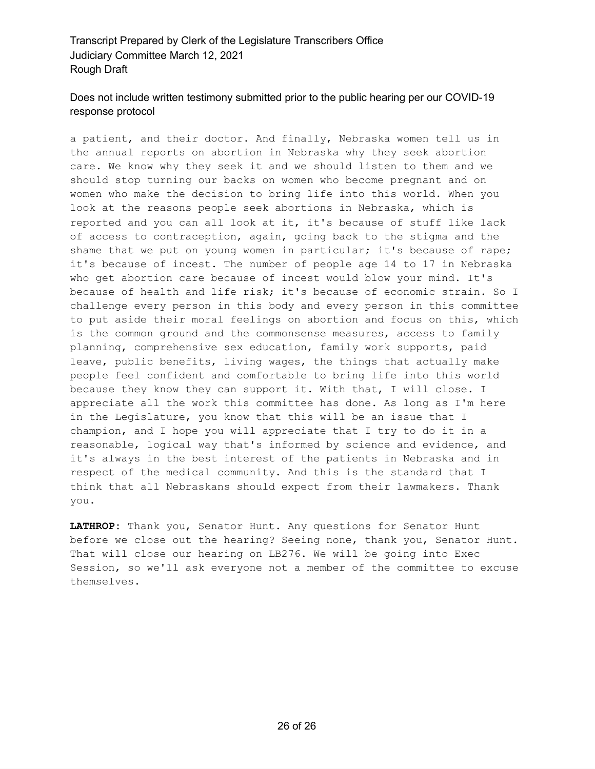a patient, and their doctor. And finally, Nebraska women tell us in the annual reports on abortion in Nebraska why they seek abortion care. We know why they seek it and we should listen to them and we should stop turning our backs on women who become pregnant and on women who make the decision to bring life into this world. When you look at the reasons people seek abortions in Nebraska, which is reported and you can all look at it, it's because of stuff like lack of access to contraception, again, going back to the stigma and the shame that we put on young women in particular; it's because of rape; it's because of incest. The number of people age 14 to 17 in Nebraska who get abortion care because of incest would blow your mind. It's because of health and life risk; it's because of economic strain. So I challenge every person in this body and every person in this committee to put aside their moral feelings on abortion and focus on this, which is the common ground and the commonsense measures, access to family planning, comprehensive sex education, family work supports, paid leave, public benefits, living wages, the things that actually make people feel confident and comfortable to bring life into this world because they know they can support it. With that, I will close. I appreciate all the work this committee has done. As long as I'm here in the Legislature, you know that this will be an issue that I champion, and I hope you will appreciate that I try to do it in a reasonable, logical way that's informed by science and evidence, and it's always in the best interest of the patients in Nebraska and in respect of the medical community. And this is the standard that I think that all Nebraskans should expect from their lawmakers. Thank you.

**LATHROP:** Thank you, Senator Hunt. Any questions for Senator Hunt before we close out the hearing? Seeing none, thank you, Senator Hunt. That will close our hearing on LB276. We will be going into Exec Session, so we'll ask everyone not a member of the committee to excuse themselves.